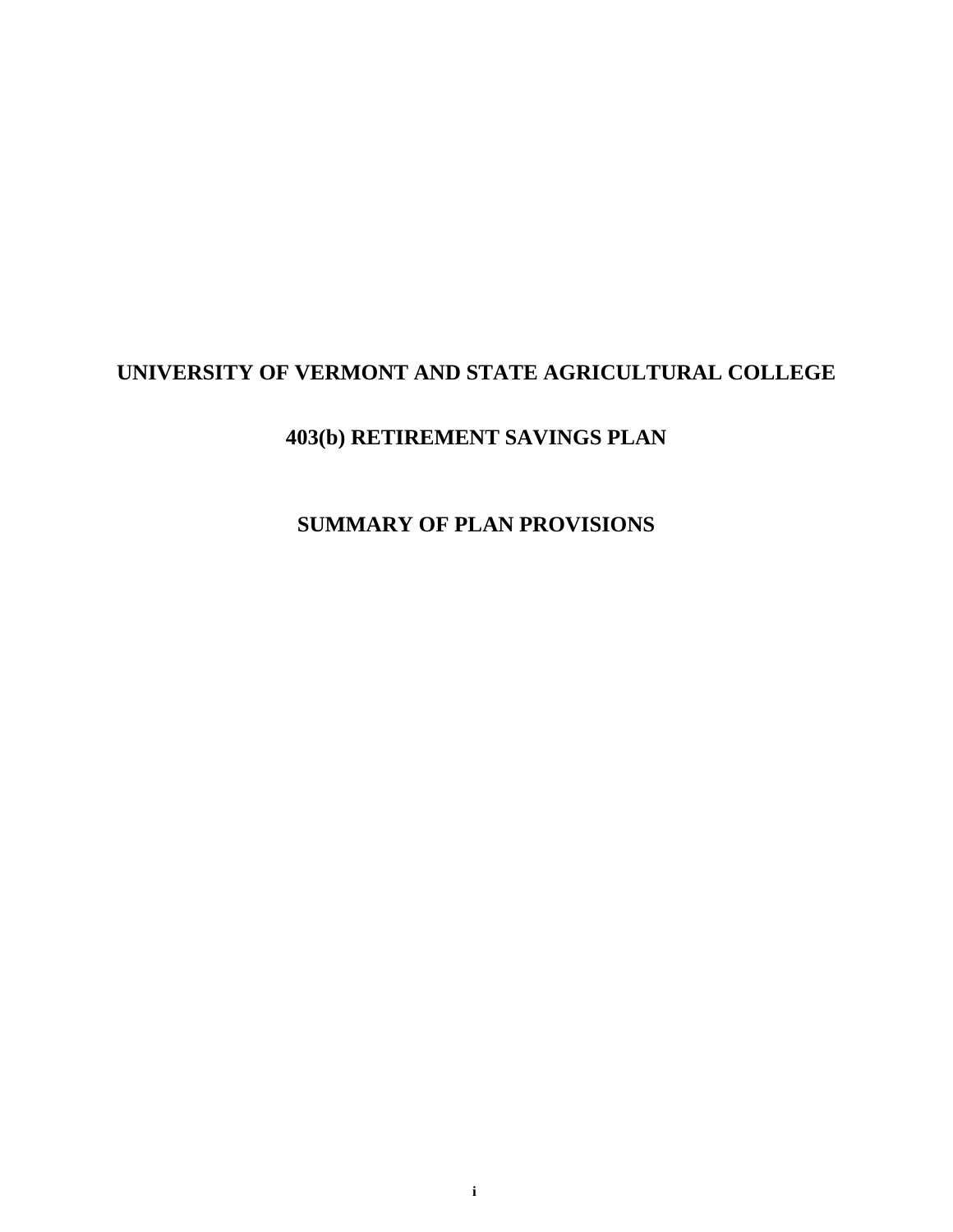# UNIVERSITY OF VERMONT AND STATE AGRICULTURAL COLLEGE

# 403(b) RETIREMENT SAVINGS PLAN

# SUMMARY OF PLAN PROVISIONS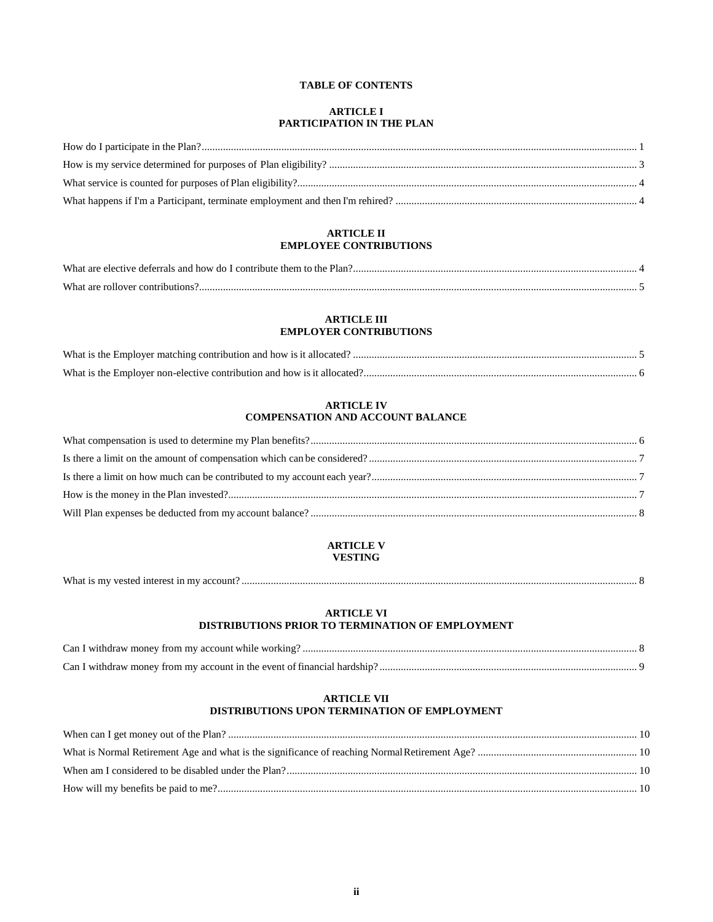## TABLE OF CONTENTS

### ARTICLE I
### PARTICIPATION IN THE PLAN

How do I participate in the Plan? ..... 1

How is my service determined for purposes of Plan eligibility? ..... 3

What service is counted for purposes of Plan eligibility? ..... 4

What happens if I'm a Participant, terminate employment and then I'm rehired? ..... 4

### ARTICLE II
### EMPLOYEE CONTRIBUTIONS

What are elective deferrals and how do I contribute them to the Plan? ..... 4

What are rollover contributions? ..... 5

### ARTICLE III
### EMPLOYER CONTRIBUTIONS

What is the Employer matching contribution and how is it allocated? ..... 5

What is the Employer non-elective contribution and how is it allocated? ..... 6

### ARTICLE IV
### COMPENSATION AND ACCOUNT BALANCE

What compensation is used to determine my Plan benefits? ..... 6

Is there a limit on the amount of compensation which can be considered? ..... 7

Is there a limit on how much can be contributed to my account each year? ..... 7

How is the money in the Plan invested? ..... 7

Will Plan expenses be deducted from my account balance? ..... 8

### ARTICLE V
### VESTING

What is my vested interest in my account? ..... 8

### ARTICLE VI
### DISTRIBUTIONS PRIOR TO TERMINATION OF EMPLOYMENT

Can I withdraw money from my account while working? ..... 8

Can I withdraw money from my account in the event of financial hardship? ..... 9

### ARTICLE VII
### DISTRIBUTIONS UPON TERMINATION OF EMPLOYMENT

When can I get money out of the Plan? ..... 10

What is Normal Retirement Age and what is the significance of reaching Normal Retirement Age? ..... 10

When am I considered to be disabled under the Plan? ..... 10

How will my benefits be paid to me? ..... 10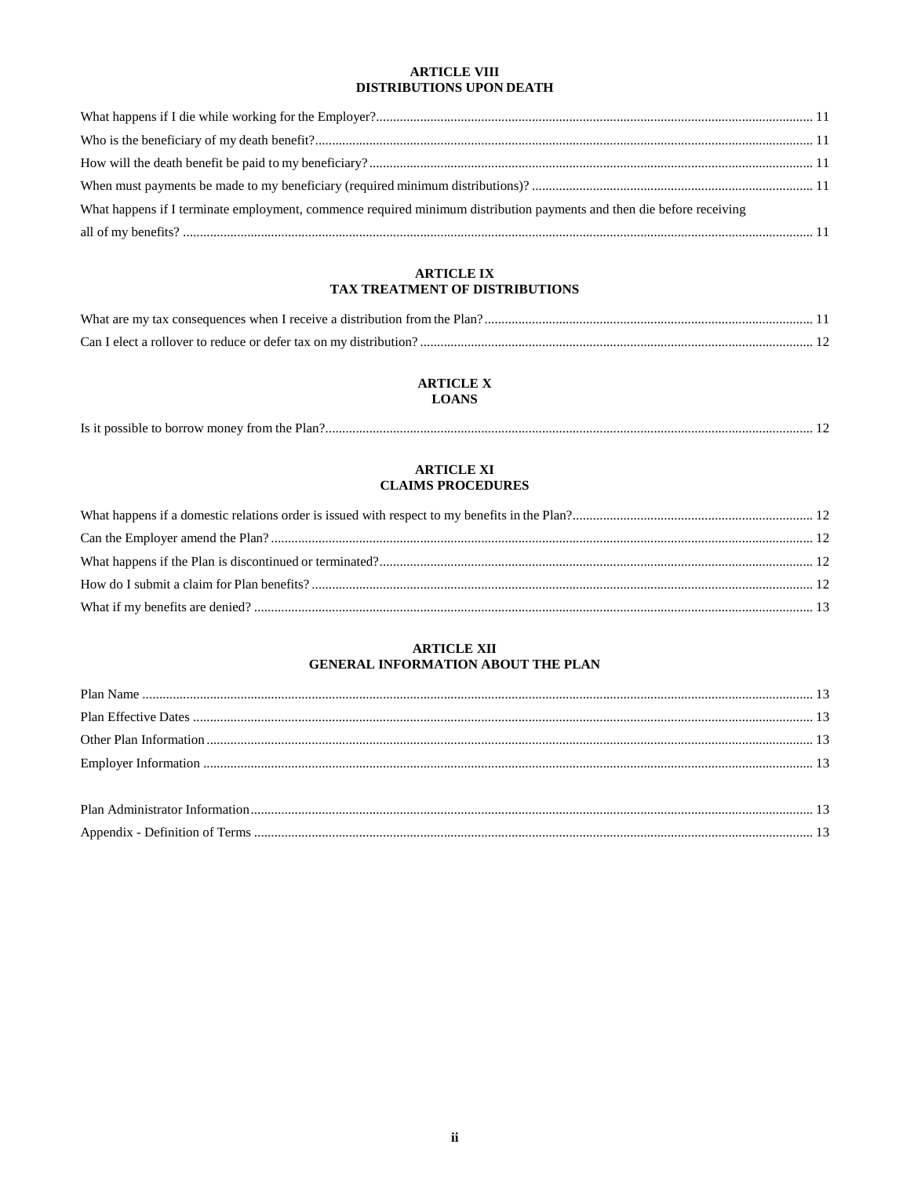## ARTICLE VIII
## DISTRIBUTIONS UPON DEATH

What happens if I die while working for the Employer? ........ 11

Who is the beneficiary of my death benefit? ........ 11

How will the death benefit be paid to my beneficiary? ........ 11

When must payments be made to my beneficiary (required minimum distributions)? ........ 11

What happens if I terminate employment, commence required minimum distribution payments and then die before receiving all of my benefits? ........ 11

## ARTICLE IX
## TAX TREATMENT OF DISTRIBUTIONS

What are my tax consequences when I receive a distribution from the Plan? ........ 11

Can I elect a rollover to reduce or defer tax on my distribution? ........ 12

## ARTICLE X
## LOANS

Is it possible to borrow money from the Plan? ........ 12

## ARTICLE XI
## CLAIMS PROCEDURES

What happens if a domestic relations order is issued with respect to my benefits in the Plan? ........ 12

Can the Employer amend the Plan? ........ 12

What happens if the Plan is discontinued or terminated? ........ 12

How do I submit a claim for Plan benefits? ........ 12

What if my benefits are denied? ........ 13

## ARTICLE XII
## GENERAL INFORMATION ABOUT THE PLAN

Plan Name ........ 13

Plan Effective Dates ........ 13

Other Plan Information ........ 13

Employer Information ........ 13

Plan Administrator Information ........ 13

Appendix - Definition of Terms ........ 13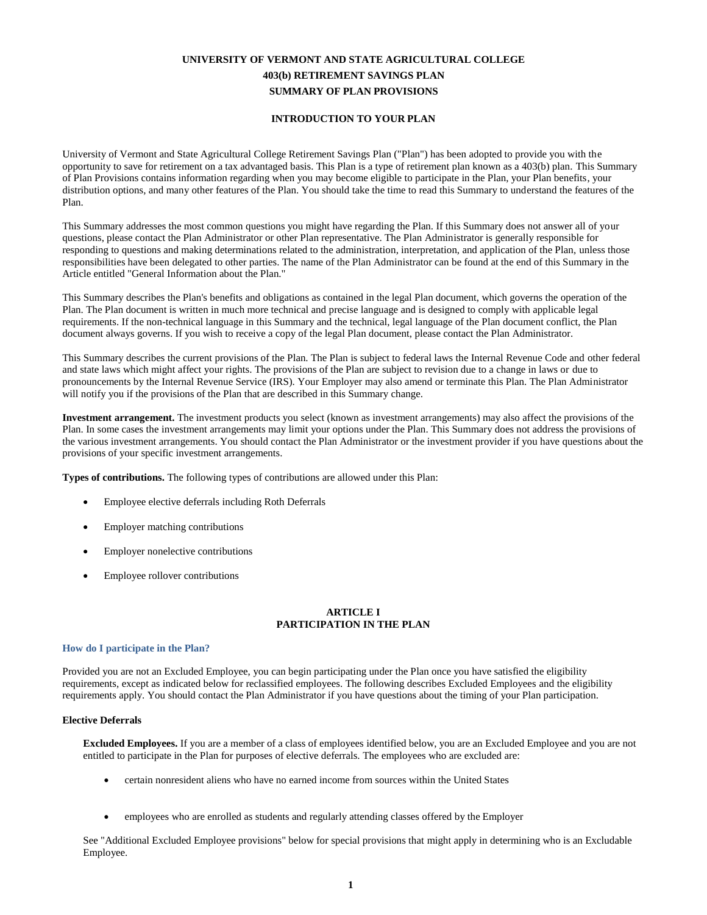**UNIVERSITY OF VERMONT AND STATE AGRICULTURAL COLLEGE**

**403(b) RETIREMENT SAVINGS PLAN**

**SUMMARY OF PLAN PROVISIONS**

## INTRODUCTION TO YOUR PLAN

University of Vermont and State Agricultural College Retirement Savings Plan ("Plan") has been adopted to provide you with the opportunity to save for retirement on a tax advantaged basis. This Plan is a type of retirement plan known as a 403(b) plan. This Summary of Plan Provisions contains information regarding when you may become eligible to participate in the Plan, your Plan benefits, your distribution options, and many other features of the Plan. You should take the time to read this Summary to understand the features of the Plan.

This Summary addresses the most common questions you might have regarding the Plan. If this Summary does not answer all of your questions, please contact the Plan Administrator or other Plan representative. The Plan Administrator is generally responsible for responding to questions and making determinations related to the administration, interpretation, and application of the Plan, unless those responsibilities have been delegated to other parties. The name of the Plan Administrator can be found at the end of this Summary in the Article entitled "General Information about the Plan."

This Summary describes the Plan's benefits and obligations as contained in the legal Plan document, which governs the operation of the Plan. The Plan document is written in much more technical and precise language and is designed to comply with applicable legal requirements. If the non-technical language in this Summary and the technical, legal language of the Plan document conflict, the Plan document always governs. If you wish to receive a copy of the legal Plan document, please contact the Plan Administrator.

This Summary describes the current provisions of the Plan. The Plan is subject to federal laws the Internal Revenue Code and other federal and state laws which might affect your rights. The provisions of the Plan are subject to revision due to a change in laws or due to pronouncements by the Internal Revenue Service (IRS). Your Employer may also amend or terminate this Plan. The Plan Administrator will notify you if the provisions of the Plan that are described in this Summary change.

**Investment arrangement.** The investment products you select (known as investment arrangements) may also affect the provisions of the Plan. In some cases the investment arrangements may limit your options under the Plan. This Summary does not address the provisions of the various investment arrangements. You should contact the Plan Administrator or the investment provider if you have questions about the provisions of your specific investment arrangements.

**Types of contributions.** The following types of contributions are allowed under this Plan:

- Employee elective deferrals including Roth Deferrals
- Employer matching contributions
- Employer nonelective contributions
- Employee rollover contributions

## ARTICLE I
## PARTICIPATION IN THE PLAN

### How do I participate in the Plan?

Provided you are not an Excluded Employee, you can begin participating under the Plan once you have satisfied the eligibility requirements, except as indicated below for reclassified employees. The following describes Excluded Employees and the eligibility requirements apply. You should contact the Plan Administrator if you have questions about the timing of your Plan participation.

#### Elective Deferrals

**Excluded Employees.** If you are a member of a class of employees identified below, you are an Excluded Employee and you are not entitled to participate in the Plan for purposes of elective deferrals. The employees who are excluded are:

- certain nonresident aliens who have no earned income from sources within the United States
- employees who are enrolled as students and regularly attending classes offered by the Employer

See "Additional Excluded Employee provisions" below for special provisions that might apply in determining who is an Excludable Employee.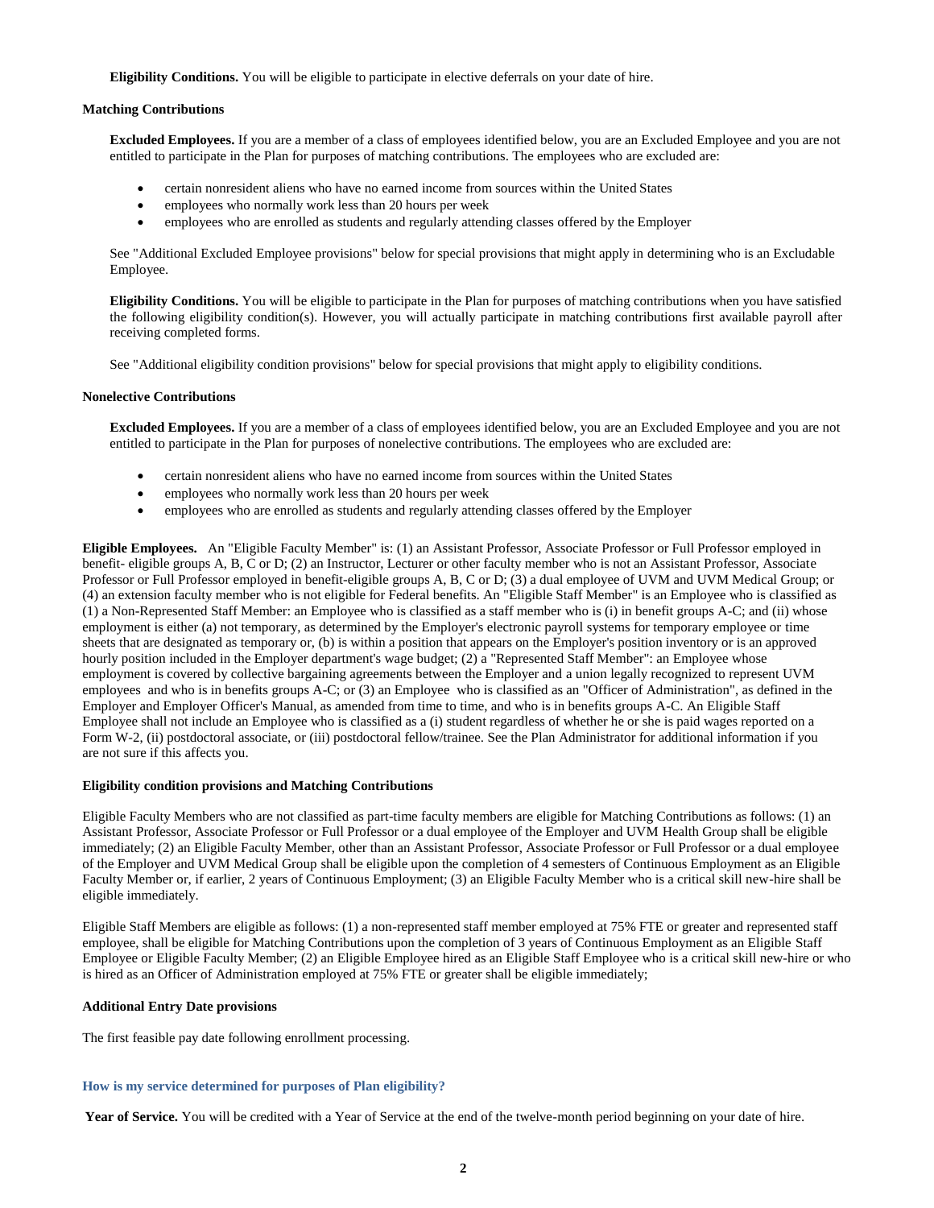**Eligibility Conditions.** You will be eligible to participate in elective deferrals on your date of hire.

**Matching Contributions**

**Excluded Employees.** If you are a member of a class of employees identified below, you are an Excluded Employee and you are not entitled to participate in the Plan for purposes of matching contributions. The employees who are excluded are:

- certain nonresident aliens who have no earned income from sources within the United States
- employees who normally work less than 20 hours per week
- employees who are enrolled as students and regularly attending classes offered by the Employer

See "Additional Excluded Employee provisions" below for special provisions that might apply in determining who is an Excludable Employee.

**Eligibility Conditions.** You will be eligible to participate in the Plan for purposes of matching contributions when you have satisfied the following eligibility condition(s). However, you will actually participate in matching contributions first available payroll after receiving completed forms.

See "Additional eligibility condition provisions" below for special provisions that might apply to eligibility conditions.

**Nonelective Contributions**

**Excluded Employees.** If you are a member of a class of employees identified below, you are an Excluded Employee and you are not entitled to participate in the Plan for purposes of nonelective contributions. The employees who are excluded are:

- certain nonresident aliens who have no earned income from sources within the United States
- employees who normally work less than 20 hours per week
- employees who are enrolled as students and regularly attending classes offered by the Employer

**Eligible Employees.** An "Eligible Faculty Member" is: (1) an Assistant Professor, Associate Professor or Full Professor employed in benefit- eligible groups A, B, C or D; (2) an Instructor, Lecturer or other faculty member who is not an Assistant Professor, Associate Professor or Full Professor employed in benefit-eligible groups A, B, C or D; (3) a dual employee of UVM and UVM Medical Group; or (4) an extension faculty member who is not eligible for Federal benefits. An "Eligible Staff Member" is an Employee who is classified as (1) a Non-Represented Staff Member: an Employee who is classified as a staff member who is (i) in benefit groups A-C; and (ii) whose employment is either (a) not temporary, as determined by the Employer's electronic payroll systems for temporary employee or time sheets that are designated as temporary or, (b) is within a position that appears on the Employer's position inventory or is an approved hourly position included in the Employer department's wage budget; (2) a "Represented Staff Member": an Employee whose employment is covered by collective bargaining agreements between the Employer and a union legally recognized to represent UVM employees and who is in benefits groups A-C; or (3) an Employee who is classified as an "Officer of Administration", as defined in the Employer and Employer Officer's Manual, as amended from time to time, and who is in benefits groups A-C. An Eligible Staff Employee shall not include an Employee who is classified as a (i) student regardless of whether he or she is paid wages reported on a Form W-2, (ii) postdoctoral associate, or (iii) postdoctoral fellow/trainee. See the Plan Administrator for additional information if you are not sure if this affects you.

**Eligibility condition provisions and Matching Contributions**

Eligible Faculty Members who are not classified as part-time faculty members are eligible for Matching Contributions as follows: (1) an Assistant Professor, Associate Professor or Full Professor or a dual employee of the Employer and UVM Health Group shall be eligible immediately; (2) an Eligible Faculty Member, other than an Assistant Professor, Associate Professor or Full Professor or a dual employee of the Employer and UVM Medical Group shall be eligible upon the completion of 4 semesters of Continuous Employment as an Eligible Faculty Member or, if earlier, 2 years of Continuous Employment; (3) an Eligible Faculty Member who is a critical skill new-hire shall be eligible immediately.

Eligible Staff Members are eligible as follows: (1) a non-represented staff member employed at 75% FTE or greater and represented staff employee, shall be eligible for Matching Contributions upon the completion of 3 years of Continuous Employment as an Eligible Staff Employee or Eligible Faculty Member; (2) an Eligible Employee hired as an Eligible Staff Employee who is a critical skill new-hire or who is hired as an Officer of Administration employed at 75% FTE or greater shall be eligible immediately;

**Additional Entry Date provisions**

The first feasible pay date following enrollment processing.

### How is my service determined for purposes of Plan eligibility?

**Year of Service.** You will be credited with a Year of Service at the end of the twelve-month period beginning on your date of hire.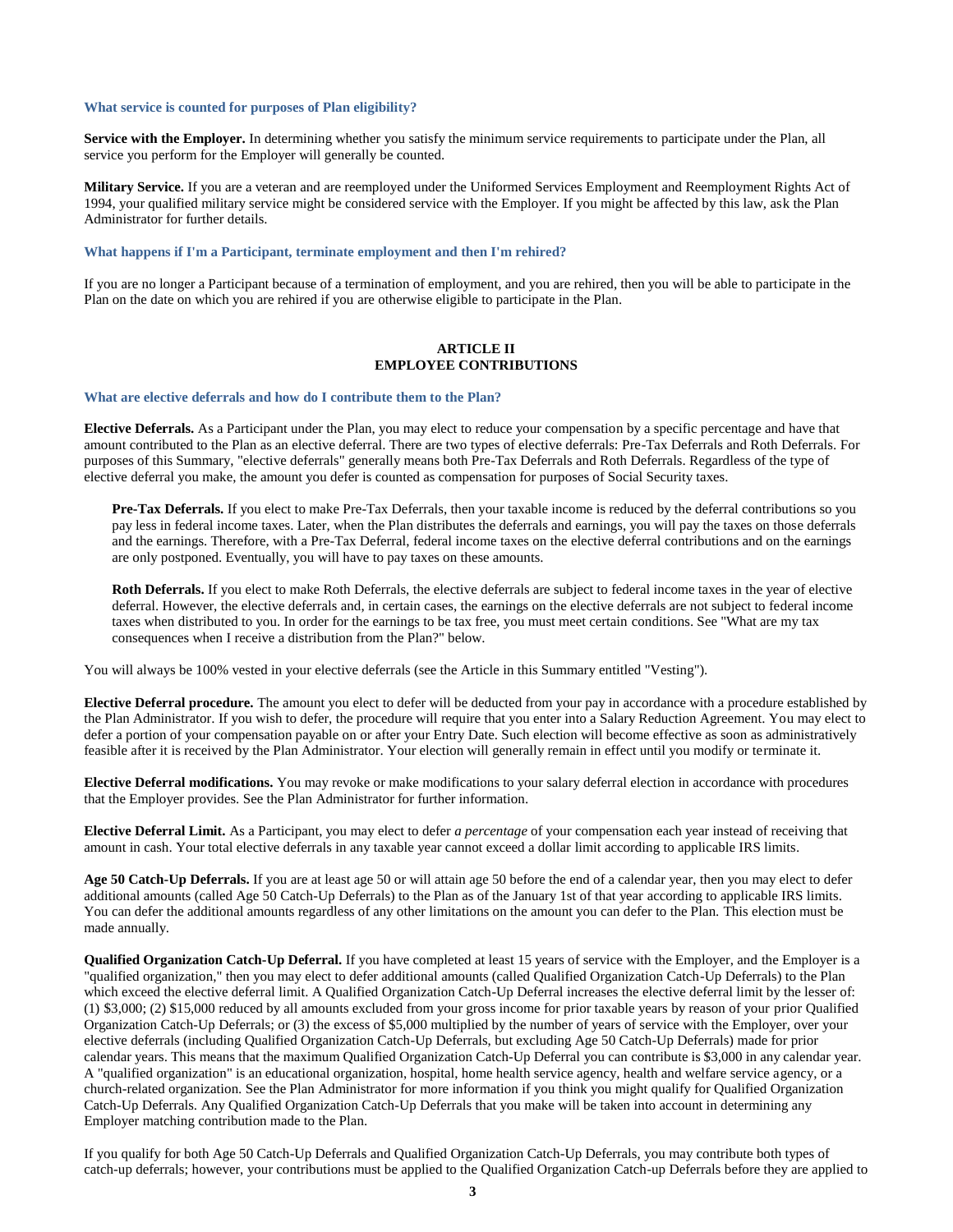### What service is counted for purposes of Plan eligibility?

**Service with the Employer.** In determining whether you satisfy the minimum service requirements to participate under the Plan, all service you perform for the Employer will generally be counted.

**Military Service.** If you are a veteran and are reemployed under the Uniformed Services Employment and Reemployment Rights Act of 1994, your qualified military service might be considered service with the Employer. If you might be affected by this law, ask the Plan Administrator for further details.

### What happens if I'm a Participant, terminate employment and then I'm rehired?

If you are no longer a Participant because of a termination of employment, and you are rehired, then you will be able to participate in the Plan on the date on which you are rehired if you are otherwise eligible to participate in the Plan.

## ARTICLE II
## EMPLOYEE CONTRIBUTIONS

### What are elective deferrals and how do I contribute them to the Plan?

**Elective Deferrals.** As a Participant under the Plan, you may elect to reduce your compensation by a specific percentage and have that amount contributed to the Plan as an elective deferral. There are two types of elective deferrals: Pre-Tax Deferrals and Roth Deferrals. For purposes of this Summary, "elective deferrals" generally means both Pre-Tax Deferrals and Roth Deferrals. Regardless of the type of elective deferral you make, the amount you defer is counted as compensation for purposes of Social Security taxes.

> **Pre-Tax Deferrals.** If you elect to make Pre-Tax Deferrals, then your taxable income is reduced by the deferral contributions so you pay less in federal income taxes. Later, when the Plan distributes the deferrals and earnings, you will pay the taxes on those deferrals and the earnings. Therefore, with a Pre-Tax Deferral, federal income taxes on the elective deferral contributions and on the earnings are only postponed. Eventually, you will have to pay taxes on these amounts.
>
> **Roth Deferrals.** If you elect to make Roth Deferrals, the elective deferrals are subject to federal income taxes in the year of elective deferral. However, the elective deferrals and, in certain cases, the earnings on the elective deferrals are not subject to federal income taxes when distributed to you. In order for the earnings to be tax free, you must meet certain conditions. See "What are my tax consequences when I receive a distribution from the Plan?" below.

You will always be 100% vested in your elective deferrals (see the Article in this Summary entitled "Vesting").

**Elective Deferral procedure.** The amount you elect to defer will be deducted from your pay in accordance with a procedure established by the Plan Administrator. If you wish to defer, the procedure will require that you enter into a Salary Reduction Agreement. You may elect to defer a portion of your compensation payable on or after your Entry Date. Such election will become effective as soon as administratively feasible after it is received by the Plan Administrator. Your election will generally remain in effect until you modify or terminate it.

**Elective Deferral modifications.** You may revoke or make modifications to your salary deferral election in accordance with procedures that the Employer provides. See the Plan Administrator for further information.

**Elective Deferral Limit.** As a Participant, you may elect to defer *a percentage* of your compensation each year instead of receiving that amount in cash. Your total elective deferrals in any taxable year cannot exceed a dollar limit according to applicable IRS limits.

**Age 50 Catch-Up Deferrals.** If you are at least age 50 or will attain age 50 before the end of a calendar year, then you may elect to defer additional amounts (called Age 50 Catch-Up Deferrals) to the Plan as of the January 1st of that year according to applicable IRS limits. You can defer the additional amounts regardless of any other limitations on the amount you can defer to the Plan. This election must be made annually.

**Qualified Organization Catch-Up Deferral.** If you have completed at least 15 years of service with the Employer, and the Employer is a "qualified organization," then you may elect to defer additional amounts (called Qualified Organization Catch-Up Deferrals) to the Plan which exceed the elective deferral limit. A Qualified Organization Catch-Up Deferral increases the elective deferral limit by the lesser of: (1) $3,000; (2) $15,000 reduced by all amounts excluded from your gross income for prior taxable years by reason of your prior Qualified Organization Catch-Up Deferrals; or (3) the excess of $5,000 multiplied by the number of years of service with the Employer, over your elective deferrals (including Qualified Organization Catch-Up Deferrals, but excluding Age 50 Catch-Up Deferrals) made for prior calendar years. This means that the maximum Qualified Organization Catch-Up Deferral you can contribute is $3,000 in any calendar year. A "qualified organization" is an educational organization, hospital, home health service agency, health and welfare service agency, or a church-related organization. See the Plan Administrator for more information if you think you might qualify for Qualified Organization Catch-Up Deferrals. Any Qualified Organization Catch-Up Deferrals that you make will be taken into account in determining any Employer matching contribution made to the Plan.

If you qualify for both Age 50 Catch-Up Deferrals and Qualified Organization Catch-Up Deferrals, you may contribute both types of catch-up deferrals; however, your contributions must be applied to the Qualified Organization Catch-up Deferrals before they are applied to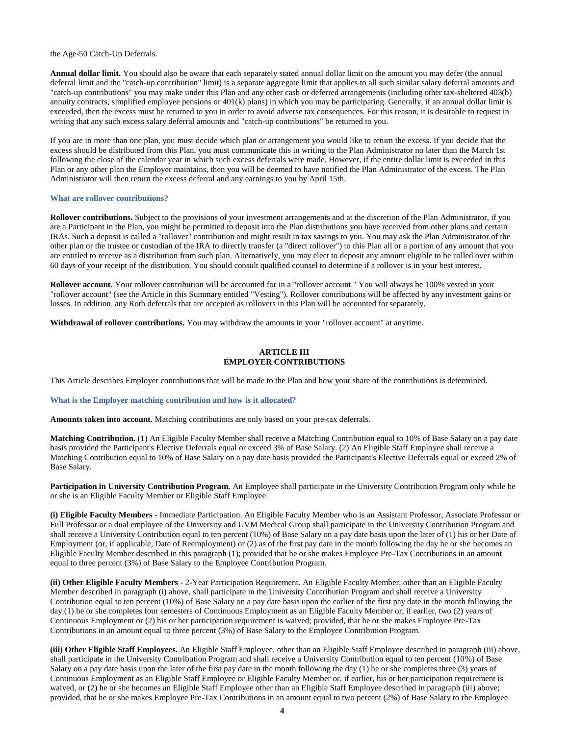the Age-50 Catch-Up Deferrals.

**Annual dollar limit.** You should also be aware that each separately stated annual dollar limit on the amount you may defer (the annual deferral limit and the "catch-up contribution" limit) is a separate aggregate limit that applies to all such similar salary deferral amounts and "catch-up contributions" you may make under this Plan and any other cash or deferred arrangements (including other tax-sheltered 403(b) annuity contracts, simplified employee pensions or 401(k) plans) in which you may be participating. Generally, if an annual dollar limit is exceeded, then the excess must be returned to you in order to avoid adverse tax consequences. For this reason, it is desirable to request in writing that any such excess salary deferral amounts and "catch-up contributions" be returned to you.

If you are in more than one plan, you must decide which plan or arrangement you would like to return the excess. If you decide that the excess should be distributed from this Plan, you must communicate this in writing to the Plan Administrator no later than the March 1st following the close of the calendar year in which such excess deferrals were made. However, if the entire dollar limit is exceeded in this Plan or any other plan the Employer maintains, then you will be deemed to have notified the Plan Administrator of the excess. The Plan Administrator will then return the excess deferral and any earnings to you by April 15th.

### What are rollover contributions?

**Rollover contributions.** Subject to the provisions of your investment arrangements and at the discretion of the Plan Administrator, if you are a Participant in the Plan, you might be permitted to deposit into the Plan distributions you have received from other plans and certain IRAs. Such a deposit is called a "rollover" contribution and might result in tax savings to you. You may ask the Plan Administrator of the other plan or the trustee or custodian of the IRA to directly transfer (a "direct rollover") to this Plan all or a portion of any amount that you are entitled to receive as a distribution from such plan. Alternatively, you may elect to deposit any amount eligible to be rolled over within 60 days of your receipt of the distribution. You should consult qualified counsel to determine if a rollover is in your best interest.

**Rollover account.** Your rollover contribution will be accounted for in a "rollover account." You will always be 100% vested in your "rollover account" (see the Article in this Summary entitled "Vesting"). Rollover contributions will be affected by any investment gains or losses. In addition, any Roth deferrals that are accepted as rollovers in this Plan will be accounted for separately.

**Withdrawal of rollover contributions.** You may withdraw the amounts in your "rollover account" at anytime.

## ARTICLE III
## EMPLOYER CONTRIBUTIONS

This Article describes Employer contributions that will be made to the Plan and how your share of the contributions is determined.

### What is the Employer matching contribution and how is it allocated?

**Amounts taken into account.** Matching contributions are only based on your pre-tax deferrals.

**Matching Contribution.** (1) An Eligible Faculty Member shall receive a Matching Contribution equal to 10% of Base Salary on a pay date basis provided the Participant's Elective Deferrals equal or exceed 3% of Base Salary. (2) An Eligible Staff Employee shall receive a Matching Contribution equal to 10% of Base Salary on a pay date basis provided the Participant's Elective Deferrals equal or exceed 2% of Base Salary.

**Participation in University Contribution Program.** An Employee shall participate in the University Contribution Program only while he or she is an Eligible Faculty Member or Eligible Staff Employee.

**(i) Eligible Faculty Members** - Immediate Participation. An Eligible Faculty Member who is an Assistant Professor, Associate Professor or Full Professor or a dual employee of the University and UVM Medical Group shall participate in the University Contribution Program and shall receive a University Contribution equal to ten percent (10%) of Base Salary on a pay date basis upon the later of (1) his or her Date of Employment (or, if applicable, Date of Reemployment) or (2) as of the first pay date in the month following the day he or she becomes an Eligible Faculty Member described in this paragraph (1); provided that he or she makes Employee Pre-Tax Contributions in an amount equal to three percent (3%) of Base Salary to the Employee Contribution Program.

**(ii) Other Eligible Faculty Members** - 2-Year Participation Requirement. An Eligible Faculty Member, other than an Eligible Faculty Member described in paragraph (i) above, shall participate in the University Contribution Program and shall receive a University Contribution equal to ten percent (10%) of Base Salary on a pay date basis upon the earlier of the first pay date in the month following the day (1) he or she completes four semesters of Continuous Employment as an Eligible Faculty Member or, if earlier, two (2) years of Continuous Employment or (2) his or her participation requirement is waived; provided, that he or she makes Employee Pre-Tax Contributions in an amount equal to three percent (3%) of Base Salary to the Employee Contribution Program.

**(iii) Other Eligible Staff Employees.** An Eligible Staff Employee, other than an Eligible Staff Employee described in paragraph (iii) above, shall participate in the University Contribution Program and shall receive a University Contribution equal to ten percent (10%) of Base Salary on a pay date basis upon the later of the first pay date in the month following the day (1) he or she completes three (3) years of Continuous Employment as an Eligible Staff Employee or Eligible Faculty Member or, if earlier, his or her participation requirement is waived, or (2) he or she becomes an Eligible Staff Employee other than an Eligible Staff Employee described in paragraph (iii) above; provided, that he or she makes Employee Pre-Tax Contributions in an amount equal to two percent (2%) of Base Salary to the Employee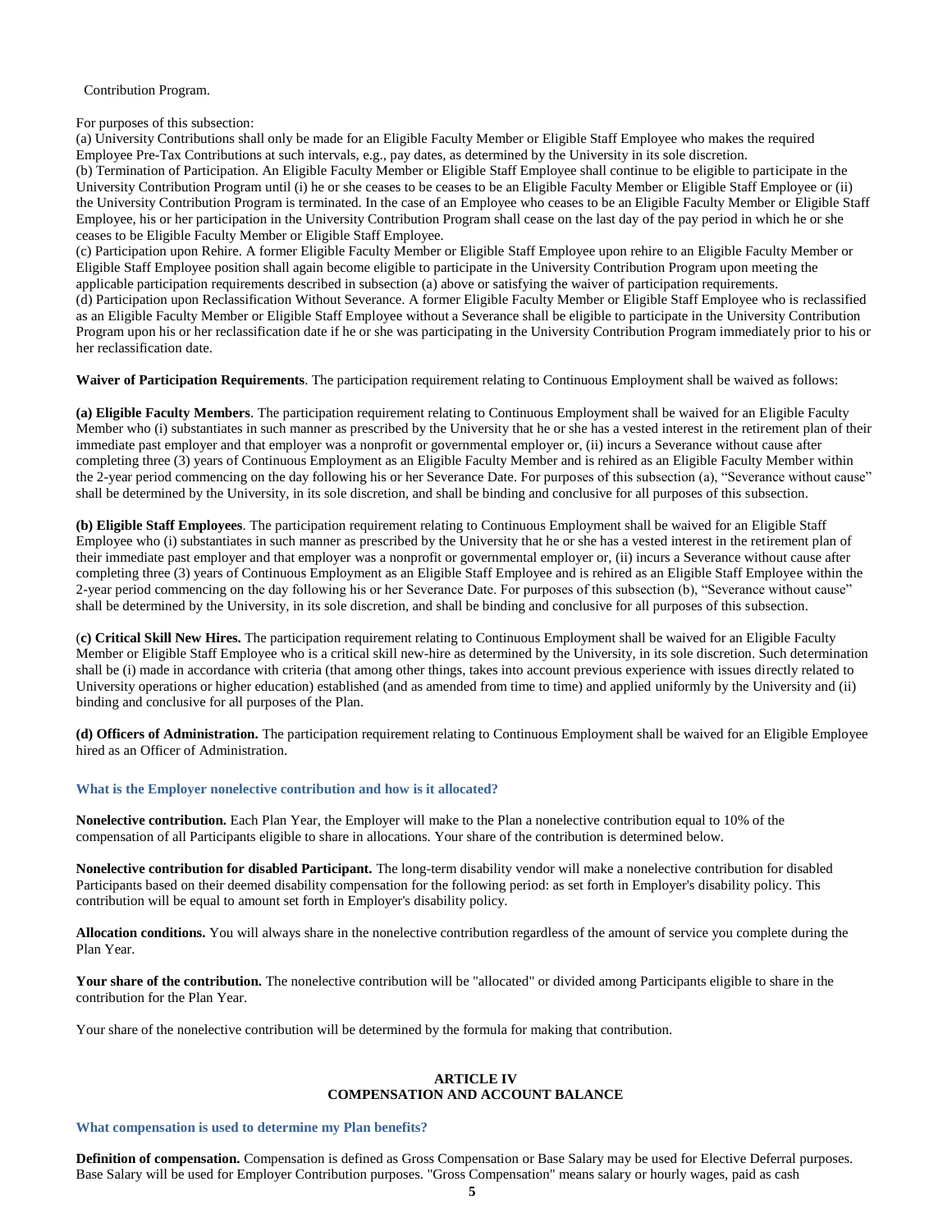Contribution Program.

For purposes of this subsection:

(a) University Contributions shall only be made for an Eligible Faculty Member or Eligible Staff Employee who makes the required Employee Pre-Tax Contributions at such intervals, e.g., pay dates, as determined by the University in its sole discretion.

(b) Termination of Participation. An Eligible Faculty Member or Eligible Staff Employee shall continue to be eligible to participate in the University Contribution Program until (i) he or she ceases to be ceases to be an Eligible Faculty Member or Eligible Staff Employee or (ii) the University Contribution Program is terminated. In the case of an Employee who ceases to be an Eligible Faculty Member or Eligible Staff Employee, his or her participation in the University Contribution Program shall cease on the last day of the pay period in which he or she ceases to be Eligible Faculty Member or Eligible Staff Employee.

(c) Participation upon Rehire. A former Eligible Faculty Member or Eligible Staff Employee upon rehire to an Eligible Faculty Member or Eligible Staff Employee position shall again become eligible to participate in the University Contribution Program upon meeting the applicable participation requirements described in subsection (a) above or satisfying the waiver of participation requirements.

(d) Participation upon Reclassification Without Severance. A former Eligible Faculty Member or Eligible Staff Employee who is reclassified as an Eligible Faculty Member or Eligible Staff Employee without a Severance shall be eligible to participate in the University Contribution Program upon his or her reclassification date if he or she was participating in the University Contribution Program immediately prior to his or her reclassification date.

**Waiver of Participation Requirements**. The participation requirement relating to Continuous Employment shall be waived as follows:

**(a) Eligible Faculty Members**. The participation requirement relating to Continuous Employment shall be waived for an Eligible Faculty Member who (i) substantiates in such manner as prescribed by the University that he or she has a vested interest in the retirement plan of their immediate past employer and that employer was a nonprofit or governmental employer or, (ii) incurs a Severance without cause after completing three (3) years of Continuous Employment as an Eligible Faculty Member and is rehired as an Eligible Faculty Member within the 2-year period commencing on the day following his or her Severance Date. For purposes of this subsection (a), "Severance without cause" shall be determined by the University, in its sole discretion, and shall be binding and conclusive for all purposes of this subsection.

**(b) Eligible Staff Employees**. The participation requirement relating to Continuous Employment shall be waived for an Eligible Staff Employee who (i) substantiates in such manner as prescribed by the University that he or she has a vested interest in the retirement plan of their immediate past employer and that employer was a nonprofit or governmental employer or, (ii) incurs a Severance without cause after completing three (3) years of Continuous Employment as an Eligible Staff Employee and is rehired as an Eligible Staff Employee within the 2-year period commencing on the day following his or her Severance Date. For purposes of this subsection (b), "Severance without cause" shall be determined by the University, in its sole discretion, and shall be binding and conclusive for all purposes of this subsection.

(**c) Critical Skill New Hires.** The participation requirement relating to Continuous Employment shall be waived for an Eligible Faculty Member or Eligible Staff Employee who is a critical skill new-hire as determined by the University, in its sole discretion. Such determination shall be (i) made in accordance with criteria (that among other things, takes into account previous experience with issues directly related to University operations or higher education) established (and as amended from time to time) and applied uniformly by the University and (ii) binding and conclusive for all purposes of the Plan.

**(d) Officers of Administration.** The participation requirement relating to Continuous Employment shall be waived for an Eligible Employee hired as an Officer of Administration.

### What is the Employer nonelective contribution and how is it allocated?

**Nonelective contribution.** Each Plan Year, the Employer will make to the Plan a nonelective contribution equal to 10% of the compensation of all Participants eligible to share in allocations. Your share of the contribution is determined below.

**Nonelective contribution for disabled Participant.** The long-term disability vendor will make a nonelective contribution for disabled Participants based on their deemed disability compensation for the following period: as set forth in Employer's disability policy. This contribution will be equal to amount set forth in Employer's disability policy.

**Allocation conditions.** You will always share in the nonelective contribution regardless of the amount of service you complete during the Plan Year.

**Your share of the contribution.** The nonelective contribution will be "allocated" or divided among Participants eligible to share in the contribution for the Plan Year.

Your share of the nonelective contribution will be determined by the formula for making that contribution.

## ARTICLE IV
## COMPENSATION AND ACCOUNT BALANCE

### What compensation is used to determine my Plan benefits?

**Definition of compensation.** Compensation is defined as Gross Compensation or Base Salary may be used for Elective Deferral purposes. Base Salary will be used for Employer Contribution purposes. "Gross Compensation" means salary or hourly wages, paid as cash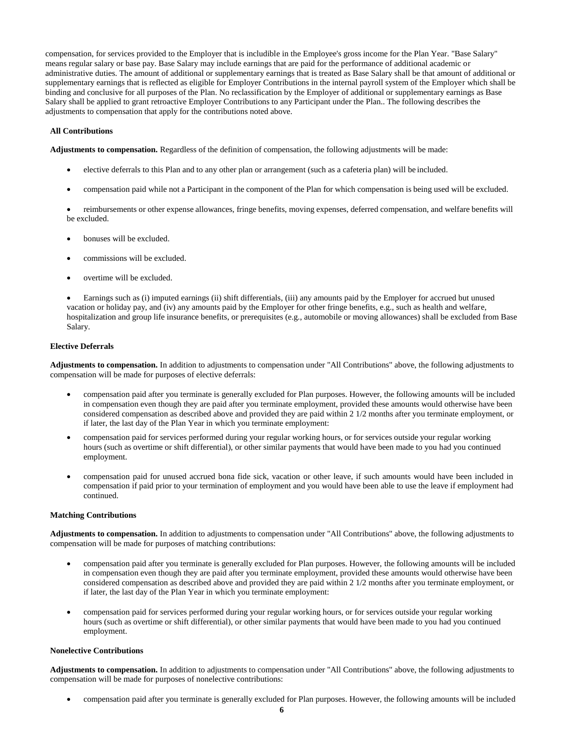compensation, for services provided to the Employer that is includible in the Employee's gross income for the Plan Year. "Base Salary" means regular salary or base pay. Base Salary may include earnings that are paid for the performance of additional academic or administrative duties. The amount of additional or supplementary earnings that is treated as Base Salary shall be that amount of additional or supplementary earnings that is reflected as eligible for Employer Contributions in the internal payroll system of the Employer which shall be binding and conclusive for all purposes of the Plan. No reclassification by the Employer of additional or supplementary earnings as Base Salary shall be applied to grant retroactive Employer Contributions to any Participant under the Plan.. The following describes the adjustments to compensation that apply for the contributions noted above.

**All Contributions**

**Adjustments to compensation.** Regardless of the definition of compensation, the following adjustments will be made:

- elective deferrals to this Plan and to any other plan or arrangement (such as a cafeteria plan) will be included.
- compensation paid while not a Participant in the component of the Plan for which compensation is being used will be excluded.
- reimbursements or other expense allowances, fringe benefits, moving expenses, deferred compensation, and welfare benefits will be excluded.
- bonuses will be excluded.
- commissions will be excluded.
- overtime will be excluded.
- Earnings such as (i) imputed earnings (ii) shift differentials, (iii) any amounts paid by the Employer for accrued but unused vacation or holiday pay, and (iv) any amounts paid by the Employer for other fringe benefits, e.g., such as health and welfare, hospitalization and group life insurance benefits, or prerequisites (e.g., automobile or moving allowances) shall be excluded from Base Salary.

**Elective Deferrals**

**Adjustments to compensation.** In addition to adjustments to compensation under "All Contributions" above, the following adjustments to compensation will be made for purposes of elective deferrals:

- compensation paid after you terminate is generally excluded for Plan purposes. However, the following amounts will be included in compensation even though they are paid after you terminate employment, provided these amounts would otherwise have been considered compensation as described above and provided they are paid within 2 1/2 months after you terminate employment, or if later, the last day of the Plan Year in which you terminate employment:
- compensation paid for services performed during your regular working hours, or for services outside your regular working hours (such as overtime or shift differential), or other similar payments that would have been made to you had you continued employment.
- compensation paid for unused accrued bona fide sick, vacation or other leave, if such amounts would have been included in compensation if paid prior to your termination of employment and you would have been able to use the leave if employment had continued.

**Matching Contributions**

**Adjustments to compensation.** In addition to adjustments to compensation under "All Contributions" above, the following adjustments to compensation will be made for purposes of matching contributions:

- compensation paid after you terminate is generally excluded for Plan purposes. However, the following amounts will be included in compensation even though they are paid after you terminate employment, provided these amounts would otherwise have been considered compensation as described above and provided they are paid within 2 1/2 months after you terminate employment, or if later, the last day of the Plan Year in which you terminate employment:
- compensation paid for services performed during your regular working hours, or for services outside your regular working hours (such as overtime or shift differential), or other similar payments that would have been made to you had you continued employment.

**Nonelective Contributions**

**Adjustments to compensation.** In addition to adjustments to compensation under "All Contributions" above, the following adjustments to compensation will be made for purposes of nonelective contributions:

- compensation paid after you terminate is generally excluded for Plan purposes. However, the following amounts will be included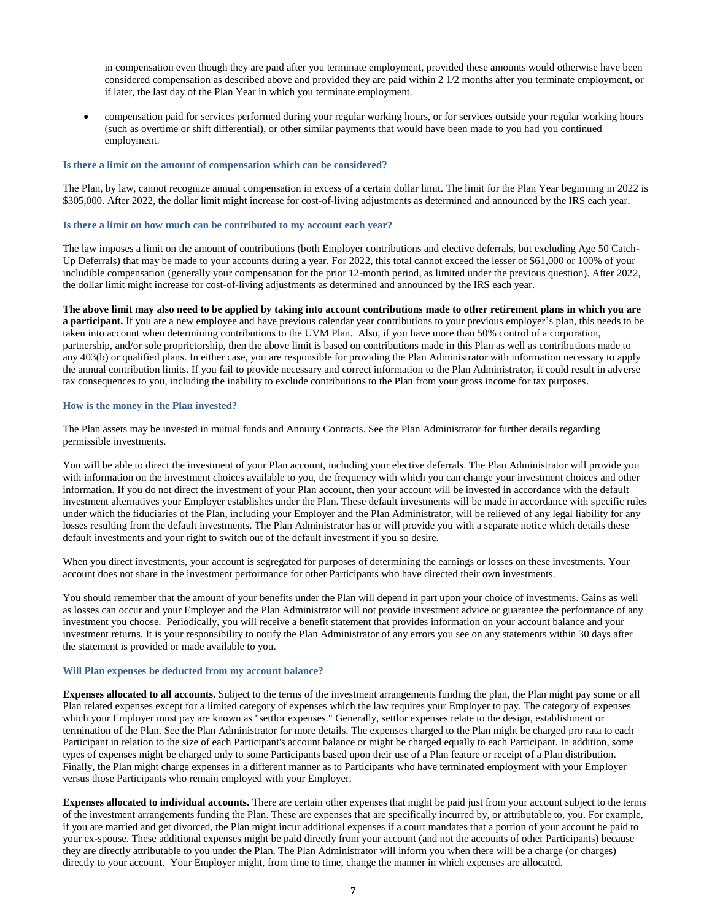in compensation even though they are paid after you terminate employment, provided these amounts would otherwise have been considered compensation as described above and provided they are paid within 2 1/2 months after you terminate employment, or if later, the last day of the Plan Year in which you terminate employment.

- compensation paid for services performed during your regular working hours, or for services outside your regular working hours (such as overtime or shift differential), or other similar payments that would have been made to you had you continued employment.

### Is there a limit on the amount of compensation which can be considered?

The Plan, by law, cannot recognize annual compensation in excess of a certain dollar limit. The limit for the Plan Year beginning in 2022 is $305,000. After 2022, the dollar limit might increase for cost-of-living adjustments as determined and announced by the IRS each year.

### Is there a limit on how much can be contributed to my account each year?

The law imposes a limit on the amount of contributions (both Employer contributions and elective deferrals, but excluding Age 50 Catch-Up Deferrals) that may be made to your accounts during a year. For 2022, this total cannot exceed the lesser of $61,000 or 100% of your includible compensation (generally your compensation for the prior 12-month period, as limited under the previous question). After 2022, the dollar limit might increase for cost-of-living adjustments as determined and announced by the IRS each year.

**The above limit may also need to be applied by taking into account contributions made to other retirement plans in which you are a participant.** If you are a new employee and have previous calendar year contributions to your previous employer's plan, this needs to be taken into account when determining contributions to the UVM Plan. Also, if you have more than 50% control of a corporation, partnership, and/or sole proprietorship, then the above limit is based on contributions made in this Plan as well as contributions made to any 403(b) or qualified plans. In either case, you are responsible for providing the Plan Administrator with information necessary to apply the annual contribution limits. If you fail to provide necessary and correct information to the Plan Administrator, it could result in adverse tax consequences to you, including the inability to exclude contributions to the Plan from your gross income for tax purposes.

### How is the money in the Plan invested?

The Plan assets may be invested in mutual funds and Annuity Contracts. See the Plan Administrator for further details regarding permissible investments.

You will be able to direct the investment of your Plan account, including your elective deferrals. The Plan Administrator will provide you with information on the investment choices available to you, the frequency with which you can change your investment choices and other information. If you do not direct the investment of your Plan account, then your account will be invested in accordance with the default investment alternatives your Employer establishes under the Plan. These default investments will be made in accordance with specific rules under which the fiduciaries of the Plan, including your Employer and the Plan Administrator, will be relieved of any legal liability for any losses resulting from the default investments. The Plan Administrator has or will provide you with a separate notice which details these default investments and your right to switch out of the default investment if you so desire.

When you direct investments, your account is segregated for purposes of determining the earnings or losses on these investments. Your account does not share in the investment performance for other Participants who have directed their own investments.

You should remember that the amount of your benefits under the Plan will depend in part upon your choice of investments. Gains as well as losses can occur and your Employer and the Plan Administrator will not provide investment advice or guarantee the performance of any investment you choose. Periodically, you will receive a benefit statement that provides information on your account balance and your investment returns. It is your responsibility to notify the Plan Administrator of any errors you see on any statements within 30 days after the statement is provided or made available to you.

### Will Plan expenses be deducted from my account balance?

**Expenses allocated to all accounts.** Subject to the terms of the investment arrangements funding the plan, the Plan might pay some or all Plan related expenses except for a limited category of expenses which the law requires your Employer to pay. The category of expenses which your Employer must pay are known as "settlor expenses." Generally, settlor expenses relate to the design, establishment or termination of the Plan. See the Plan Administrator for more details. The expenses charged to the Plan might be charged pro rata to each Participant in relation to the size of each Participant's account balance or might be charged equally to each Participant. In addition, some types of expenses might be charged only to some Participants based upon their use of a Plan feature or receipt of a Plan distribution. Finally, the Plan might charge expenses in a different manner as to Participants who have terminated employment with your Employer versus those Participants who remain employed with your Employer.

**Expenses allocated to individual accounts.** There are certain other expenses that might be paid just from your account subject to the terms of the investment arrangements funding the Plan. These are expenses that are specifically incurred by, or attributable to, you. For example, if you are married and get divorced, the Plan might incur additional expenses if a court mandates that a portion of your account be paid to your ex-spouse. These additional expenses might be paid directly from your account (and not the accounts of other Participants) because they are directly attributable to you under the Plan. The Plan Administrator will inform you when there will be a charge (or charges) directly to your account. Your Employer might, from time to time, change the manner in which expenses are allocated.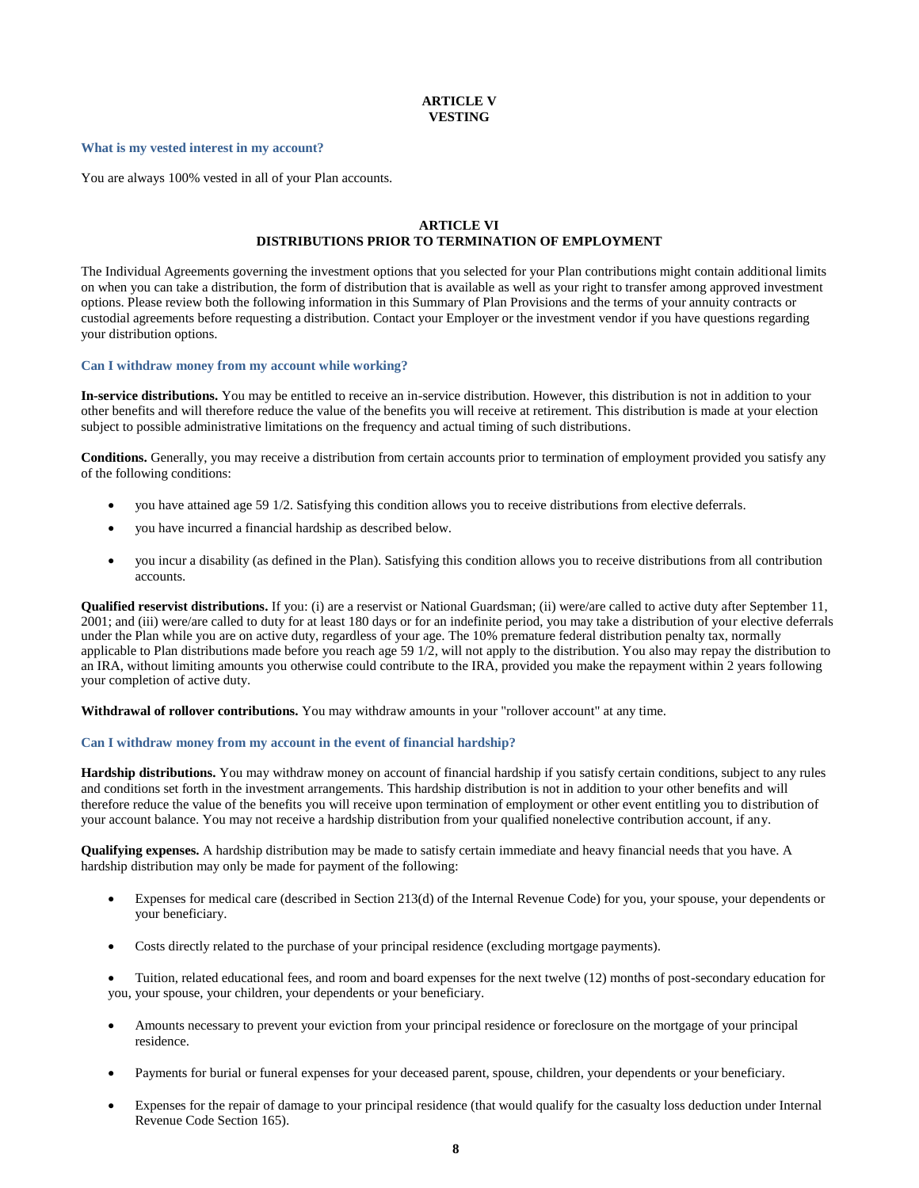## ARTICLE V
## VESTING

### What is my vested interest in my account?

You are always 100% vested in all of your Plan accounts.

## ARTICLE VI
## DISTRIBUTIONS PRIOR TO TERMINATION OF EMPLOYMENT

The Individual Agreements governing the investment options that you selected for your Plan contributions might contain additional limits on when you can take a distribution, the form of distribution that is available as well as your right to transfer among approved investment options. Please review both the following information in this Summary of Plan Provisions and the terms of your annuity contracts or custodial agreements before requesting a distribution. Contact your Employer or the investment vendor if you have questions regarding your distribution options.

### Can I withdraw money from my account while working?

**In-service distributions.** You may be entitled to receive an in-service distribution. However, this distribution is not in addition to your other benefits and will therefore reduce the value of the benefits you will receive at retirement. This distribution is made at your election subject to possible administrative limitations on the frequency and actual timing of such distributions.

**Conditions.** Generally, you may receive a distribution from certain accounts prior to termination of employment provided you satisfy any of the following conditions:

- you have attained age 59 1/2. Satisfying this condition allows you to receive distributions from elective deferrals.
- you have incurred a financial hardship as described below.
- you incur a disability (as defined in the Plan). Satisfying this condition allows you to receive distributions from all contribution accounts.

**Qualified reservist distributions.** If you: (i) are a reservist or National Guardsman; (ii) were/are called to active duty after September 11, 2001; and (iii) were/are called to duty for at least 180 days or for an indefinite period, you may take a distribution of your elective deferrals under the Plan while you are on active duty, regardless of your age. The 10% premature federal distribution penalty tax, normally applicable to Plan distributions made before you reach age 59 1/2, will not apply to the distribution. You also may repay the distribution to an IRA, without limiting amounts you otherwise could contribute to the IRA, provided you make the repayment within 2 years following your completion of active duty.

**Withdrawal of rollover contributions.** You may withdraw amounts in your "rollover account" at any time.

### Can I withdraw money from my account in the event of financial hardship?

**Hardship distributions.** You may withdraw money on account of financial hardship if you satisfy certain conditions, subject to any rules and conditions set forth in the investment arrangements. This hardship distribution is not in addition to your other benefits and will therefore reduce the value of the benefits you will receive upon termination of employment or other event entitling you to distribution of your account balance. You may not receive a hardship distribution from your qualified nonelective contribution account, if any.

**Qualifying expenses.** A hardship distribution may be made to satisfy certain immediate and heavy financial needs that you have. A hardship distribution may only be made for payment of the following:

- Expenses for medical care (described in Section 213(d) of the Internal Revenue Code) for you, your spouse, your dependents or your beneficiary.
- Costs directly related to the purchase of your principal residence (excluding mortgage payments).
- Tuition, related educational fees, and room and board expenses for the next twelve (12) months of post-secondary education for you, your spouse, your children, your dependents or your beneficiary.
- Amounts necessary to prevent your eviction from your principal residence or foreclosure on the mortgage of your principal residence.
- Payments for burial or funeral expenses for your deceased parent, spouse, children, your dependents or your beneficiary.
- Expenses for the repair of damage to your principal residence (that would qualify for the casualty loss deduction under Internal Revenue Code Section 165).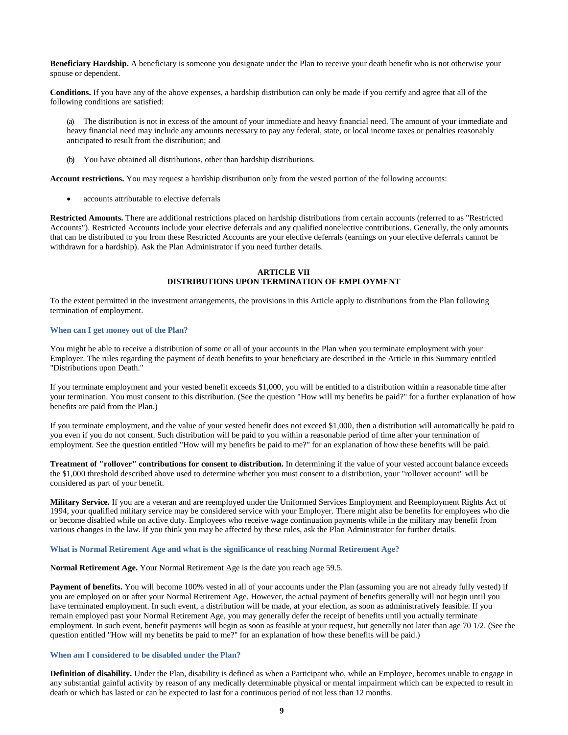**Beneficiary Hardship.** A beneficiary is someone you designate under the Plan to receive your death benefit who is not otherwise your spouse or dependent.

**Conditions.** If you have any of the above expenses, a hardship distribution can only be made if you certify and agree that all of the following conditions are satisfied:

(a) The distribution is not in excess of the amount of your immediate and heavy financial need. The amount of your immediate and heavy financial need may include any amounts necessary to pay any federal, state, or local income taxes or penalties reasonably anticipated to result from the distribution; and

(b) You have obtained all distributions, other than hardship distributions.

**Account restrictions.** You may request a hardship distribution only from the vested portion of the following accounts:

- accounts attributable to elective deferrals

**Restricted Amounts.** There are additional restrictions placed on hardship distributions from certain accounts (referred to as "Restricted Accounts"). Restricted Accounts include your elective deferrals and any qualified nonelective contributions. Generally, the only amounts that can be distributed to you from these Restricted Accounts are your elective deferrals (earnings on your elective deferrals cannot be withdrawn for a hardship). Ask the Plan Administrator if you need further details.

## ARTICLE VII
## DISTRIBUTIONS UPON TERMINATION OF EMPLOYMENT

To the extent permitted in the investment arrangements, the provisions in this Article apply to distributions from the Plan following termination of employment.

### When can I get money out of the Plan?

You might be able to receive a distribution of some or all of your accounts in the Plan when you terminate employment with your Employer. The rules regarding the payment of death benefits to your beneficiary are described in the Article in this Summary entitled "Distributions upon Death."

If you terminate employment and your vested benefit exceeds $1,000, you will be entitled to a distribution within a reasonable time after your termination. You must consent to this distribution. (See the question "How will my benefits be paid?" for a further explanation of how benefits are paid from the Plan.)

If you terminate employment, and the value of your vested benefit does not exceed $1,000, then a distribution will automatically be paid to you even if you do not consent. Such distribution will be paid to you within a reasonable period of time after your termination of employment. See the question entitled "How will my benefits be paid to me?" for an explanation of how these benefits will be paid.

**Treatment of "rollover" contributions for consent to distribution.** In determining if the value of your vested account balance exceeds the $1,000 threshold described above used to determine whether you must consent to a distribution, your "rollover account" will be considered as part of your benefit.

**Military Service.** If you are a veteran and are reemployed under the Uniformed Services Employment and Reemployment Rights Act of 1994, your qualified military service may be considered service with your Employer. There might also be benefits for employees who die or become disabled while on active duty. Employees who receive wage continuation payments while in the military may benefit from various changes in the law. If you think you may be affected by these rules, ask the Plan Administrator for further details.

### What is Normal Retirement Age and what is the significance of reaching Normal Retirement Age?

**Normal Retirement Age.** Your Normal Retirement Age is the date you reach age 59.5.

**Payment of benefits.** You will become 100% vested in all of your accounts under the Plan (assuming you are not already fully vested) if you are employed on or after your Normal Retirement Age. However, the actual payment of benefits generally will not begin until you have terminated employment. In such event, a distribution will be made, at your election, as soon as administratively feasible. If you remain employed past your Normal Retirement Age, you may generally defer the receipt of benefits until you actually terminate employment. In such event, benefit payments will begin as soon as feasible at your request, but generally not later than age 70 1/2. (See the question entitled "How will my benefits be paid to me?" for an explanation of how these benefits will be paid.)

### When am I considered to be disabled under the Plan?

**Definition of disability.** Under the Plan, disability is defined as when a Participant who, while an Employee, becomes unable to engage in any substantial gainful activity by reason of any medically determinable physical or mental impairment which can be expected to result in death or which has lasted or can be expected to last for a continuous period of not less than 12 months.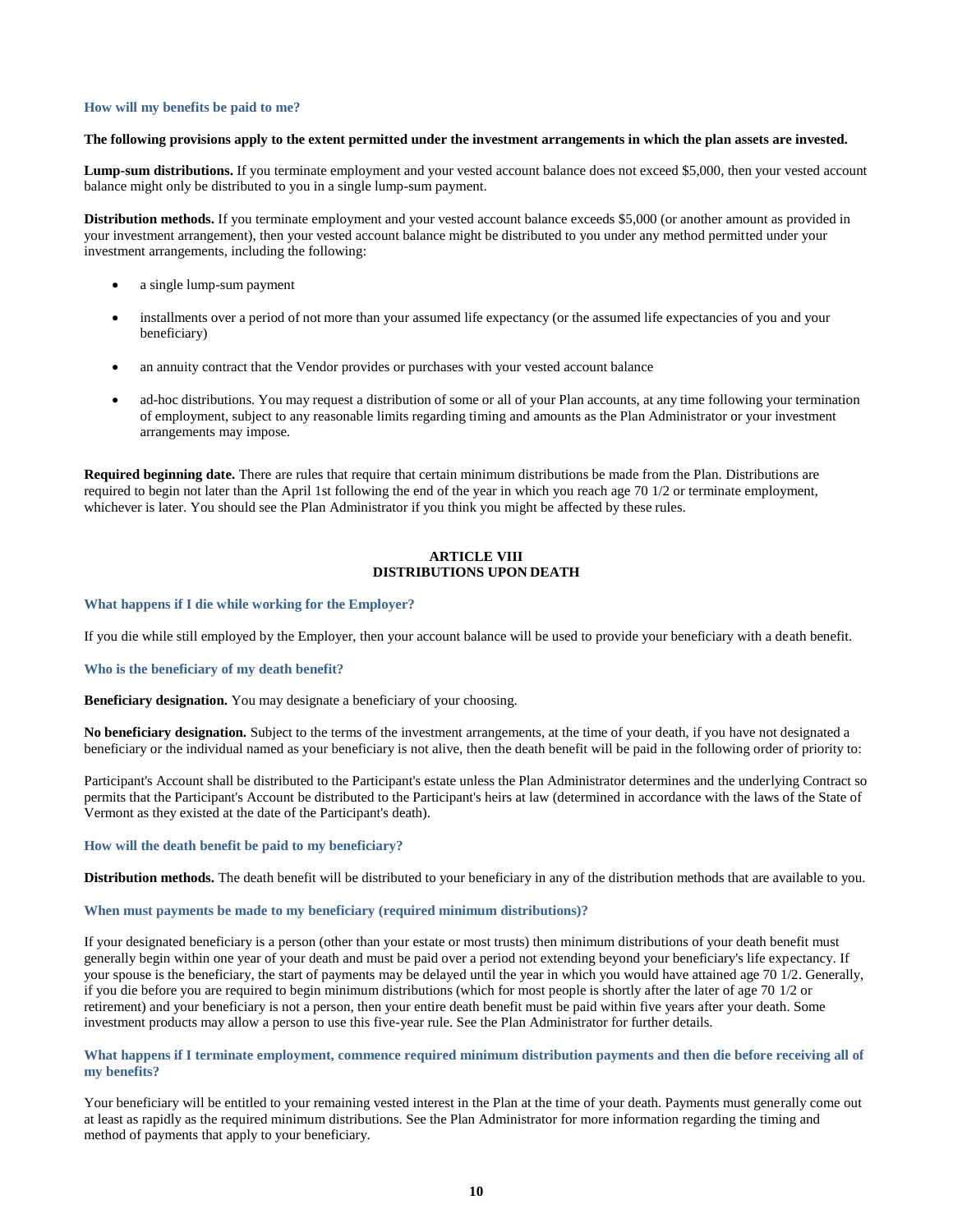### How will my benefits be paid to me?

**The following provisions apply to the extent permitted under the investment arrangements in which the plan assets are invested.**

**Lump-sum distributions.** If you terminate employment and your vested account balance does not exceed $5,000, then your vested account balance might only be distributed to you in a single lump-sum payment.

**Distribution methods.** If you terminate employment and your vested account balance exceeds $5,000 (or another amount as provided in your investment arrangement), then your vested account balance might be distributed to you under any method permitted under your investment arrangements, including the following:

- a single lump-sum payment
- installments over a period of not more than your assumed life expectancy (or the assumed life expectancies of you and your beneficiary)
- an annuity contract that the Vendor provides or purchases with your vested account balance
- ad-hoc distributions. You may request a distribution of some or all of your Plan accounts, at any time following your termination of employment, subject to any reasonable limits regarding timing and amounts as the Plan Administrator or your investment arrangements may impose.

**Required beginning date.** There are rules that require that certain minimum distributions be made from the Plan. Distributions are required to begin not later than the April 1st following the end of the year in which you reach age 70 1/2 or terminate employment, whichever is later. You should see the Plan Administrator if you think you might be affected by these rules.

## ARTICLE VIII
## DISTRIBUTIONS UPON DEATH

### What happens if I die while working for the Employer?

If you die while still employed by the Employer, then your account balance will be used to provide your beneficiary with a death benefit.

### Who is the beneficiary of my death benefit?

**Beneficiary designation.** You may designate a beneficiary of your choosing.

**No beneficiary designation.** Subject to the terms of the investment arrangements, at the time of your death, if you have not designated a beneficiary or the individual named as your beneficiary is not alive, then the death benefit will be paid in the following order of priority to:

Participant's Account shall be distributed to the Participant's estate unless the Plan Administrator determines and the underlying Contract so permits that the Participant's Account be distributed to the Participant's heirs at law (determined in accordance with the laws of the State of Vermont as they existed at the date of the Participant's death).

### How will the death benefit be paid to my beneficiary?

**Distribution methods.** The death benefit will be distributed to your beneficiary in any of the distribution methods that are available to you.

### When must payments be made to my beneficiary (required minimum distributions)?

If your designated beneficiary is a person (other than your estate or most trusts) then minimum distributions of your death benefit must generally begin within one year of your death and must be paid over a period not extending beyond your beneficiary's life expectancy. If your spouse is the beneficiary, the start of payments may be delayed until the year in which you would have attained age 70 1/2. Generally, if you die before you are required to begin minimum distributions (which for most people is shortly after the later of age 70 1/2 or retirement) and your beneficiary is not a person, then your entire death benefit must be paid within five years after your death. Some investment products may allow a person to use this five-year rule. See the Plan Administrator for further details.

### What happens if I terminate employment, commence required minimum distribution payments and then die before receiving all of my benefits?

Your beneficiary will be entitled to your remaining vested interest in the Plan at the time of your death. Payments must generally come out at least as rapidly as the required minimum distributions. See the Plan Administrator for more information regarding the timing and method of payments that apply to your beneficiary.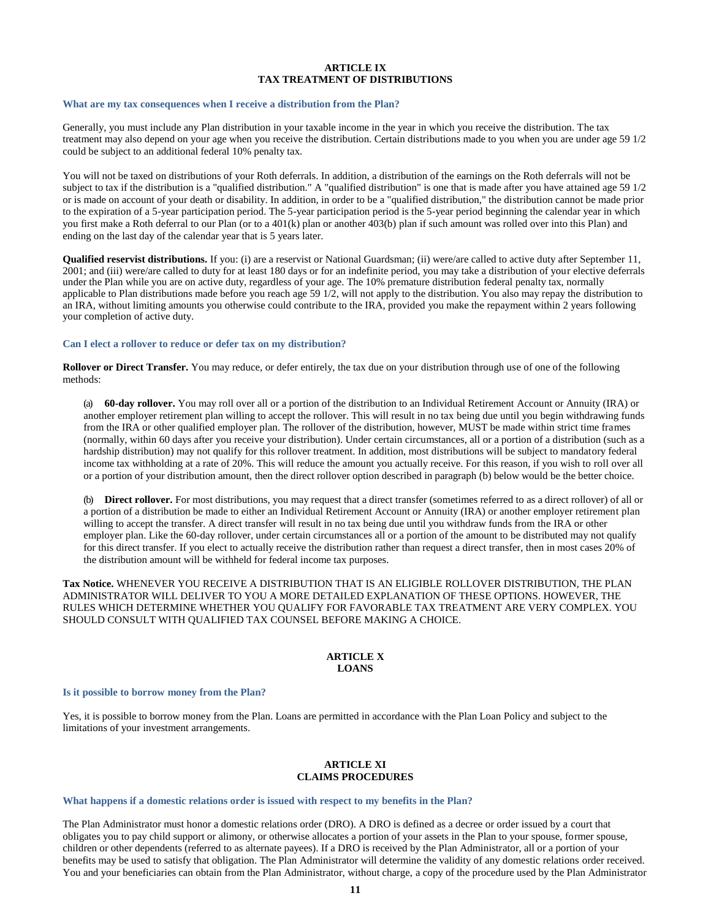## ARTICLE IX
## TAX TREATMENT OF DISTRIBUTIONS

### What are my tax consequences when I receive a distribution from the Plan?

Generally, you must include any Plan distribution in your taxable income in the year in which you receive the distribution. The tax treatment may also depend on your age when you receive the distribution. Certain distributions made to you when you are under age 59 1/2 could be subject to an additional federal 10% penalty tax.

You will not be taxed on distributions of your Roth deferrals. In addition, a distribution of the earnings on the Roth deferrals will not be subject to tax if the distribution is a "qualified distribution." A "qualified distribution" is one that is made after you have attained age 59 1/2 or is made on account of your death or disability. In addition, in order to be a "qualified distribution," the distribution cannot be made prior to the expiration of a 5-year participation period. The 5-year participation period is the 5-year period beginning the calendar year in which you first make a Roth deferral to our Plan (or to a 401(k) plan or another 403(b) plan if such amount was rolled over into this Plan) and ending on the last day of the calendar year that is 5 years later.

**Qualified reservist distributions.** If you: (i) are a reservist or National Guardsman; (ii) were/are called to active duty after September 11, 2001; and (iii) were/are called to duty for at least 180 days or for an indefinite period, you may take a distribution of your elective deferrals under the Plan while you are on active duty, regardless of your age. The 10% premature distribution federal penalty tax, normally applicable to Plan distributions made before you reach age 59 1/2, will not apply to the distribution. You also may repay the distribution to an IRA, without limiting amounts you otherwise could contribute to the IRA, provided you make the repayment within 2 years following your completion of active duty.

### Can I elect a rollover to reduce or defer tax on my distribution?

**Rollover or Direct Transfer.** You may reduce, or defer entirely, the tax due on your distribution through use of one of the following methods:

(a) **60-day rollover.** You may roll over all or a portion of the distribution to an Individual Retirement Account or Annuity (IRA) or another employer retirement plan willing to accept the rollover. This will result in no tax being due until you begin withdrawing funds from the IRA or other qualified employer plan. The rollover of the distribution, however, MUST be made within strict time frames (normally, within 60 days after you receive your distribution). Under certain circumstances, all or a portion of a distribution (such as a hardship distribution) may not qualify for this rollover treatment. In addition, most distributions will be subject to mandatory federal income tax withholding at a rate of 20%. This will reduce the amount you actually receive. For this reason, if you wish to roll over all or a portion of your distribution amount, then the direct rollover option described in paragraph (b) below would be the better choice.

(b) **Direct rollover.** For most distributions, you may request that a direct transfer (sometimes referred to as a direct rollover) of all or a portion of a distribution be made to either an Individual Retirement Account or Annuity (IRA) or another employer retirement plan willing to accept the transfer. A direct transfer will result in no tax being due until you withdraw funds from the IRA or other employer plan. Like the 60-day rollover, under certain circumstances all or a portion of the amount to be distributed may not qualify for this direct transfer. If you elect to actually receive the distribution rather than request a direct transfer, then in most cases 20% of the distribution amount will be withheld for federal income tax purposes.

**Tax Notice.** WHENEVER YOU RECEIVE A DISTRIBUTION THAT IS AN ELIGIBLE ROLLOVER DISTRIBUTION, THE PLAN ADMINISTRATOR WILL DELIVER TO YOU A MORE DETAILED EXPLANATION OF THESE OPTIONS. HOWEVER, THE RULES WHICH DETERMINE WHETHER YOU QUALIFY FOR FAVORABLE TAX TREATMENT ARE VERY COMPLEX. YOU SHOULD CONSULT WITH QUALIFIED TAX COUNSEL BEFORE MAKING A CHOICE.

## ARTICLE X
## LOANS

### Is it possible to borrow money from the Plan?

Yes, it is possible to borrow money from the Plan. Loans are permitted in accordance with the Plan Loan Policy and subject to the limitations of your investment arrangements.

## ARTICLE XI
## CLAIMS PROCEDURES

### What happens if a domestic relations order is issued with respect to my benefits in the Plan?

The Plan Administrator must honor a domestic relations order (DRO). A DRO is defined as a decree or order issued by a court that obligates you to pay child support or alimony, or otherwise allocates a portion of your assets in the Plan to your spouse, former spouse, children or other dependents (referred to as alternate payees). If a DRO is received by the Plan Administrator, all or a portion of your benefits may be used to satisfy that obligation. The Plan Administrator will determine the validity of any domestic relations order received. You and your beneficiaries can obtain from the Plan Administrator, without charge, a copy of the procedure used by the Plan Administrator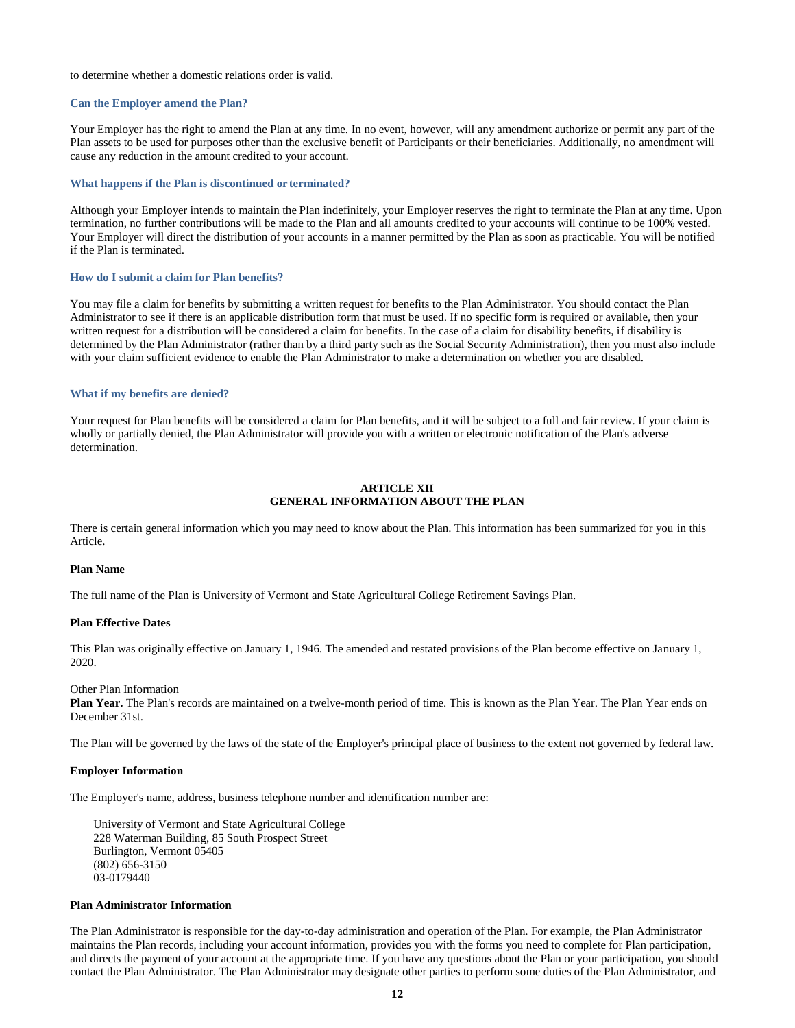to determine whether a domestic relations order is valid.

### Can the Employer amend the Plan?

Your Employer has the right to amend the Plan at any time. In no event, however, will any amendment authorize or permit any part of the Plan assets to be used for purposes other than the exclusive benefit of Participants or their beneficiaries. Additionally, no amendment will cause any reduction in the amount credited to your account.

### What happens if the Plan is discontinued or terminated?

Although your Employer intends to maintain the Plan indefinitely, your Employer reserves the right to terminate the Plan at any time. Upon termination, no further contributions will be made to the Plan and all amounts credited to your accounts will continue to be 100% vested. Your Employer will direct the distribution of your accounts in a manner permitted by the Plan as soon as practicable. You will be notified if the Plan is terminated.

### How do I submit a claim for Plan benefits?

You may file a claim for benefits by submitting a written request for benefits to the Plan Administrator. You should contact the Plan Administrator to see if there is an applicable distribution form that must be used. If no specific form is required or available, then your written request for a distribution will be considered a claim for benefits. In the case of a claim for disability benefits, if disability is determined by the Plan Administrator (rather than by a third party such as the Social Security Administration), then you must also include with your claim sufficient evidence to enable the Plan Administrator to make a determination on whether you are disabled.

### What if my benefits are denied?

Your request for Plan benefits will be considered a claim for Plan benefits, and it will be subject to a full and fair review. If your claim is wholly or partially denied, the Plan Administrator will provide you with a written or electronic notification of the Plan's adverse determination.

## ARTICLE XII
## GENERAL INFORMATION ABOUT THE PLAN

There is certain general information which you may need to know about the Plan. This information has been summarized for you in this Article.

**Plan Name**

The full name of the Plan is University of Vermont and State Agricultural College Retirement Savings Plan.

**Plan Effective Dates**

This Plan was originally effective on January 1, 1946. The amended and restated provisions of the Plan become effective on January 1, 2020.

Other Plan Information

**Plan Year.** The Plan's records are maintained on a twelve-month period of time. This is known as the Plan Year. The Plan Year ends on December 31st.

The Plan will be governed by the laws of the state of the Employer's principal place of business to the extent not governed by federal law.

**Employer Information**

The Employer's name, address, business telephone number and identification number are:

University of Vermont and State Agricultural College
228 Waterman Building, 85 South Prospect Street
Burlington, Vermont 05405
(802) 656-3150
03-0179440

**Plan Administrator Information**

The Plan Administrator is responsible for the day-to-day administration and operation of the Plan. For example, the Plan Administrator maintains the Plan records, including your account information, provides you with the forms you need to complete for Plan participation, and directs the payment of your account at the appropriate time. If you have any questions about the Plan or your participation, you should contact the Plan Administrator. The Plan Administrator may designate other parties to perform some duties of the Plan Administrator, and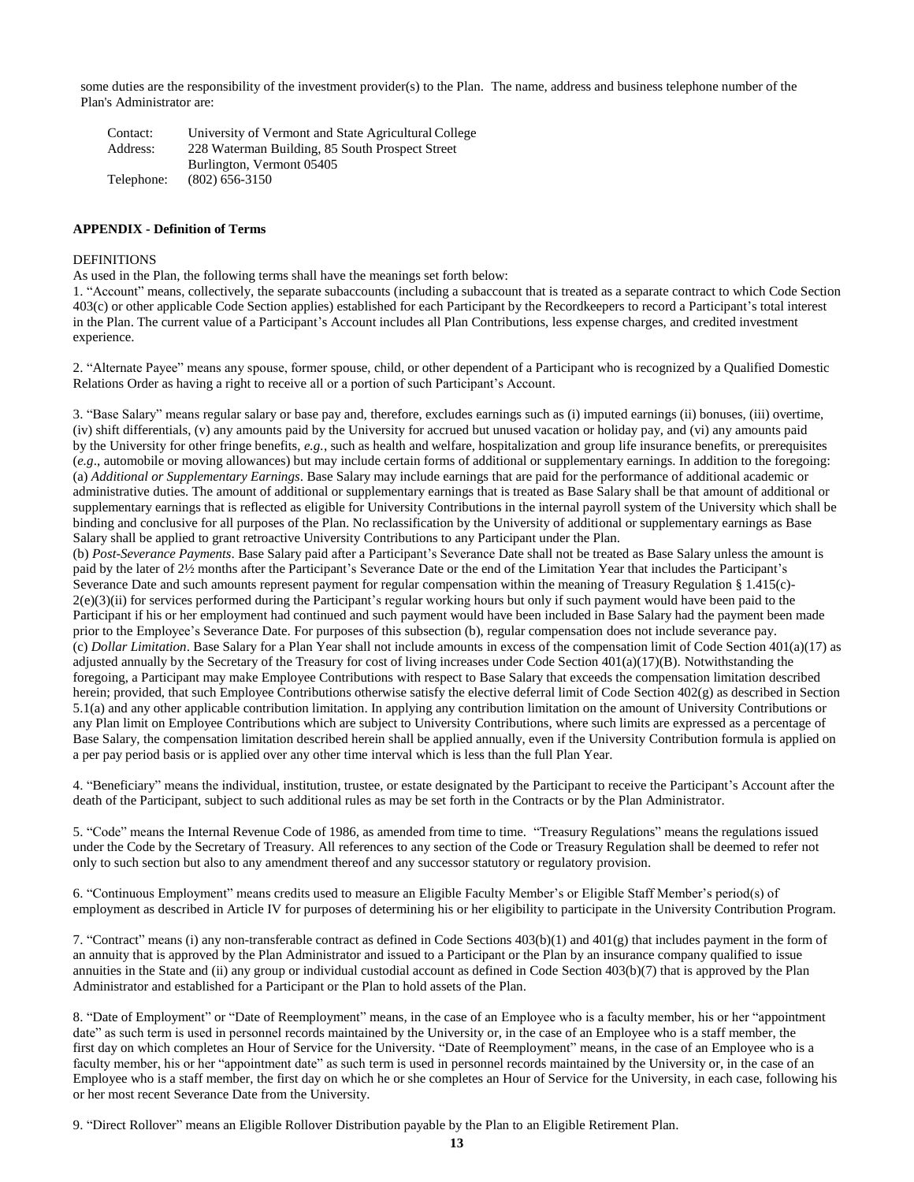some duties are the responsibility of the investment provider(s) to the Plan. The name, address and business telephone number of the Plan's Administrator are:

| | |
|---|---|
| Contact: | University of Vermont and State Agricultural College |
| Address: | 228 Waterman Building, 85 South Prospect Street<br>Burlington, Vermont 05405 |
| Telephone: | (802) 656-3150 |

**APPENDIX - Definition of Terms**

DEFINITIONS

As used in the Plan, the following terms shall have the meanings set forth below:

1. "Account" means, collectively, the separate subaccounts (including a subaccount that is treated as a separate contract to which Code Section 403(c) or other applicable Code Section applies) established for each Participant by the Recordkeepers to record a Participant's total interest in the Plan. The current value of a Participant's Account includes all Plan Contributions, less expense charges, and credited investment experience.

2. "Alternate Payee" means any spouse, former spouse, child, or other dependent of a Participant who is recognized by a Qualified Domestic Relations Order as having a right to receive all or a portion of such Participant's Account.

3. "Base Salary" means regular salary or base pay and, therefore, excludes earnings such as (i) imputed earnings (ii) bonuses, (iii) overtime, (iv) shift differentials, (v) any amounts paid by the University for accrued but unused vacation or holiday pay, and (vi) any amounts paid by the University for other fringe benefits, *e.g.*, such as health and welfare, hospitalization and group life insurance benefits, or prerequisites (*e.g*., automobile or moving allowances) but may include certain forms of additional or supplementary earnings. In addition to the foregoing:
(a) *Additional or Supplementary Earnings*. Base Salary may include earnings that are paid for the performance of additional academic or administrative duties. The amount of additional or supplementary earnings that is treated as Base Salary shall be that amount of additional or supplementary earnings that is reflected as eligible for University Contributions in the internal payroll system of the University which shall be binding and conclusive for all purposes of the Plan. No reclassification by the University of additional or supplementary earnings as Base Salary shall be applied to grant retroactive University Contributions to any Participant under the Plan.
(b) *Post-Severance Payments*. Base Salary paid after a Participant's Severance Date shall not be treated as Base Salary unless the amount is paid by the later of 2½ months after the Participant's Severance Date or the end of the Limitation Year that includes the Participant's Severance Date and such amounts represent payment for regular compensation within the meaning of Treasury Regulation § 1.415(c)-2(e)(3)(ii) for services performed during the Participant's regular working hours but only if such payment would have been paid to the Participant if his or her employment had continued and such payment would have been included in Base Salary had the payment been made prior to the Employee's Severance Date. For purposes of this subsection (b), regular compensation does not include severance pay.
(c) *Dollar Limitation*. Base Salary for a Plan Year shall not include amounts in excess of the compensation limit of Code Section 401(a)(17) as adjusted annually by the Secretary of the Treasury for cost of living increases under Code Section 401(a)(17)(B). Notwithstanding the foregoing, a Participant may make Employee Contributions with respect to Base Salary that exceeds the compensation limitation described herein; provided, that such Employee Contributions otherwise satisfy the elective deferral limit of Code Section 402(g) as described in Section 5.1(a) and any other applicable contribution limitation. In applying any contribution limitation on the amount of University Contributions or any Plan limit on Employee Contributions which are subject to University Contributions, where such limits are expressed as a percentage of Base Salary, the compensation limitation described herein shall be applied annually, even if the University Contribution formula is applied on a per pay period basis or is applied over any other time interval which is less than the full Plan Year.

4. "Beneficiary" means the individual, institution, trustee, or estate designated by the Participant to receive the Participant's Account after the death of the Participant, subject to such additional rules as may be set forth in the Contracts or by the Plan Administrator.

5. "Code" means the Internal Revenue Code of 1986, as amended from time to time. "Treasury Regulations" means the regulations issued under the Code by the Secretary of Treasury. All references to any section of the Code or Treasury Regulation shall be deemed to refer not only to such section but also to any amendment thereof and any successor statutory or regulatory provision.

6. "Continuous Employment" means credits used to measure an Eligible Faculty Member's or Eligible Staff Member's period(s) of employment as described in Article IV for purposes of determining his or her eligibility to participate in the University Contribution Program.

7. "Contract" means (i) any non-transferable contract as defined in Code Sections 403(b)(1) and 401(g) that includes payment in the form of an annuity that is approved by the Plan Administrator and issued to a Participant or the Plan by an insurance company qualified to issue annuities in the State and (ii) any group or individual custodial account as defined in Code Section 403(b)(7) that is approved by the Plan Administrator and established for a Participant or the Plan to hold assets of the Plan.

8. "Date of Employment" or "Date of Reemployment" means, in the case of an Employee who is a faculty member, his or her "appointment date" as such term is used in personnel records maintained by the University or, in the case of an Employee who is a staff member, the first day on which completes an Hour of Service for the University. "Date of Reemployment" means, in the case of an Employee who is a faculty member, his or her "appointment date" as such term is used in personnel records maintained by the University or, in the case of an Employee who is a staff member, the first day on which he or she completes an Hour of Service for the University, in each case, following his or her most recent Severance Date from the University.

9. "Direct Rollover" means an Eligible Rollover Distribution payable by the Plan to an Eligible Retirement Plan.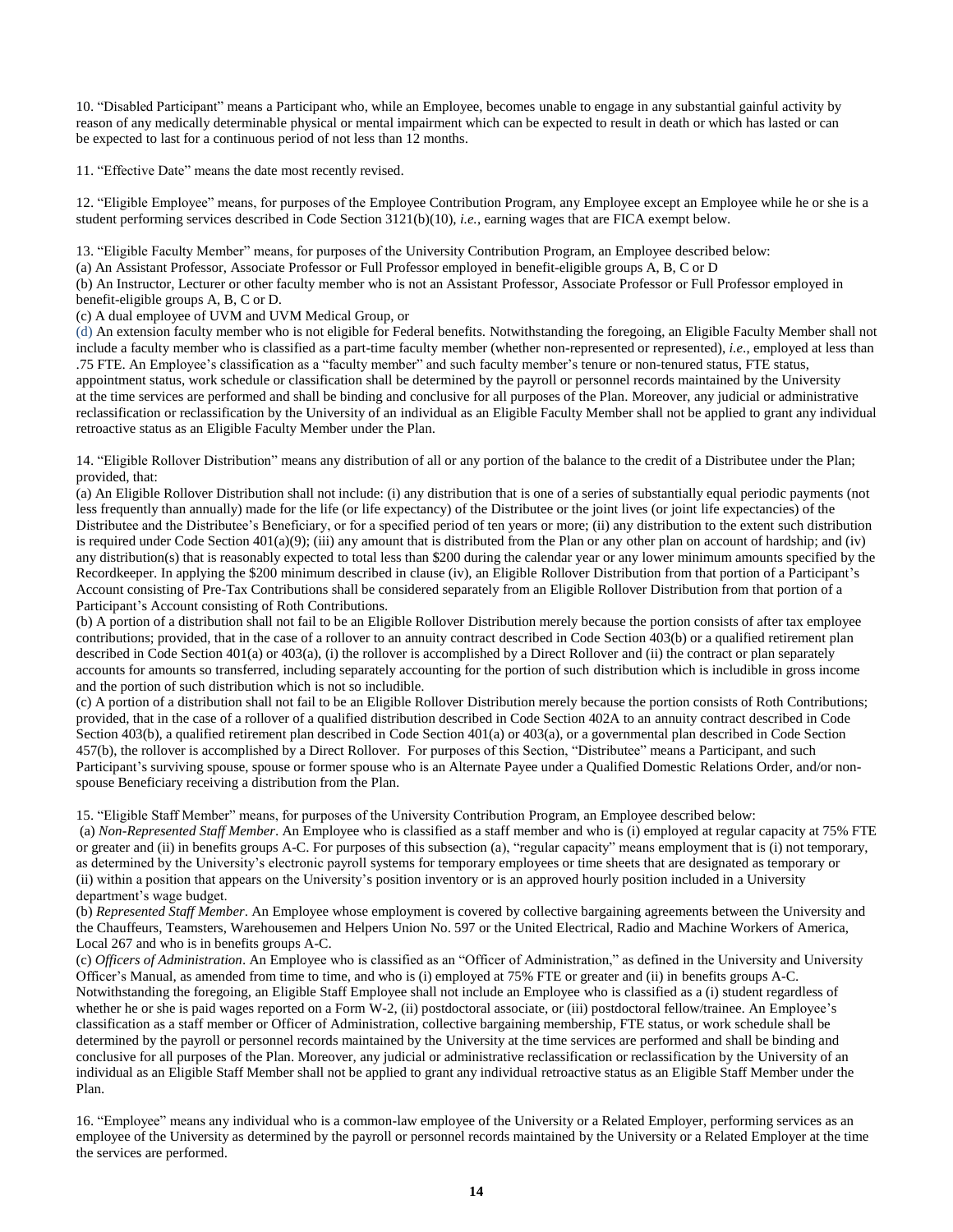10. "Disabled Participant" means a Participant who, while an Employee, becomes unable to engage in any substantial gainful activity by reason of any medically determinable physical or mental impairment which can be expected to result in death or which has lasted or can be expected to last for a continuous period of not less than 12 months.

11. "Effective Date" means the date most recently revised.

12. "Eligible Employee" means, for purposes of the Employee Contribution Program, any Employee except an Employee while he or she is a student performing services described in Code Section 3121(b)(10), *i.e.*, earning wages that are FICA exempt below.

13. "Eligible Faculty Member" means, for purposes of the University Contribution Program, an Employee described below:
(a) An Assistant Professor, Associate Professor or Full Professor employed in benefit-eligible groups A, B, C or D
(b) An Instructor, Lecturer or other faculty member who is not an Assistant Professor, Associate Professor or Full Professor employed in benefit-eligible groups A, B, C or D.
(c) A dual employee of UVM and UVM Medical Group, or
(d) An extension faculty member who is not eligible for Federal benefits. Notwithstanding the foregoing, an Eligible Faculty Member shall not include a faculty member who is classified as a part-time faculty member (whether non-represented or represented), *i.e.*, employed at less than .75 FTE. An Employee's classification as a "faculty member" and such faculty member's tenure or non-tenured status, FTE status, appointment status, work schedule or classification shall be determined by the payroll or personnel records maintained by the University at the time services are performed and shall be binding and conclusive for all purposes of the Plan. Moreover, any judicial or administrative reclassification or reclassification by the University of an individual as an Eligible Faculty Member shall not be applied to grant any individual retroactive status as an Eligible Faculty Member under the Plan.

14. "Eligible Rollover Distribution" means any distribution of all or any portion of the balance to the credit of a Distributee under the Plan; provided, that:
(a) An Eligible Rollover Distribution shall not include: (i) any distribution that is one of a series of substantially equal periodic payments (not less frequently than annually) made for the life (or life expectancy) of the Distributee or the joint lives (or joint life expectancies) of the Distributee and the Distributee's Beneficiary, or for a specified period of ten years or more; (ii) any distribution to the extent such distribution is required under Code Section 401(a)(9); (iii) any amount that is distributed from the Plan or any other plan on account of hardship; and (iv) any distribution(s) that is reasonably expected to total less than $200 during the calendar year or any lower minimum amounts specified by the Recordkeeper. In applying the $200 minimum described in clause (iv), an Eligible Rollover Distribution from that portion of a Participant's Account consisting of Pre-Tax Contributions shall be considered separately from an Eligible Rollover Distribution from that portion of a Participant's Account consisting of Roth Contributions.
(b) A portion of a distribution shall not fail to be an Eligible Rollover Distribution merely because the portion consists of after tax employee contributions; provided, that in the case of a rollover to an annuity contract described in Code Section 403(b) or a qualified retirement plan described in Code Section 401(a) or 403(a), (i) the rollover is accomplished by a Direct Rollover and (ii) the contract or plan separately accounts for amounts so transferred, including separately accounting for the portion of such distribution which is includible in gross income and the portion of such distribution which is not so includible.
(c) A portion of a distribution shall not fail to be an Eligible Rollover Distribution merely because the portion consists of Roth Contributions; provided, that in the case of a rollover of a qualified distribution described in Code Section 402A to an annuity contract described in Code Section 403(b), a qualified retirement plan described in Code Section 401(a) or 403(a), or a governmental plan described in Code Section 457(b), the rollover is accomplished by a Direct Rollover. For purposes of this Section, "Distributee" means a Participant, and such Participant's surviving spouse, spouse or former spouse who is an Alternate Payee under a Qualified Domestic Relations Order, and/or non-spouse Beneficiary receiving a distribution from the Plan.

15. "Eligible Staff Member" means, for purposes of the University Contribution Program, an Employee described below:
(a) *Non-Represented Staff Member*. An Employee who is classified as a staff member and who is (i) employed at regular capacity at 75% FTE or greater and (ii) in benefits groups A-C. For purposes of this subsection (a), "regular capacity" means employment that is (i) not temporary, as determined by the University's electronic payroll systems for temporary employees or time sheets that are designated as temporary or (ii) within a position that appears on the University's position inventory or is an approved hourly position included in a University department's wage budget.
(b) *Represented Staff Member*. An Employee whose employment is covered by collective bargaining agreements between the University and the Chauffeurs, Teamsters, Warehousemen and Helpers Union No. 597 or the United Electrical, Radio and Machine Workers of America, Local 267 and who is in benefits groups A-C.
(c) *Officers of Administration*. An Employee who is classified as an "Officer of Administration," as defined in the University and University Officer's Manual, as amended from time to time, and who is (i) employed at 75% FTE or greater and (ii) in benefits groups A-C. Notwithstanding the foregoing, an Eligible Staff Employee shall not include an Employee who is classified as a (i) student regardless of whether he or she is paid wages reported on a Form W-2, (ii) postdoctoral associate, or (iii) postdoctoral fellow/trainee. An Employee's classification as a staff member or Officer of Administration, collective bargaining membership, FTE status, or work schedule shall be determined by the payroll or personnel records maintained by the University at the time services are performed and shall be binding and conclusive for all purposes of the Plan. Moreover, any judicial or administrative reclassification or reclassification by the University of an individual as an Eligible Staff Member shall not be applied to grant any individual retroactive status as an Eligible Staff Member under the Plan.

16. "Employee" means any individual who is a common-law employee of the University or a Related Employer, performing services as an employee of the University as determined by the payroll or personnel records maintained by the University or a Related Employer at the time the services are performed.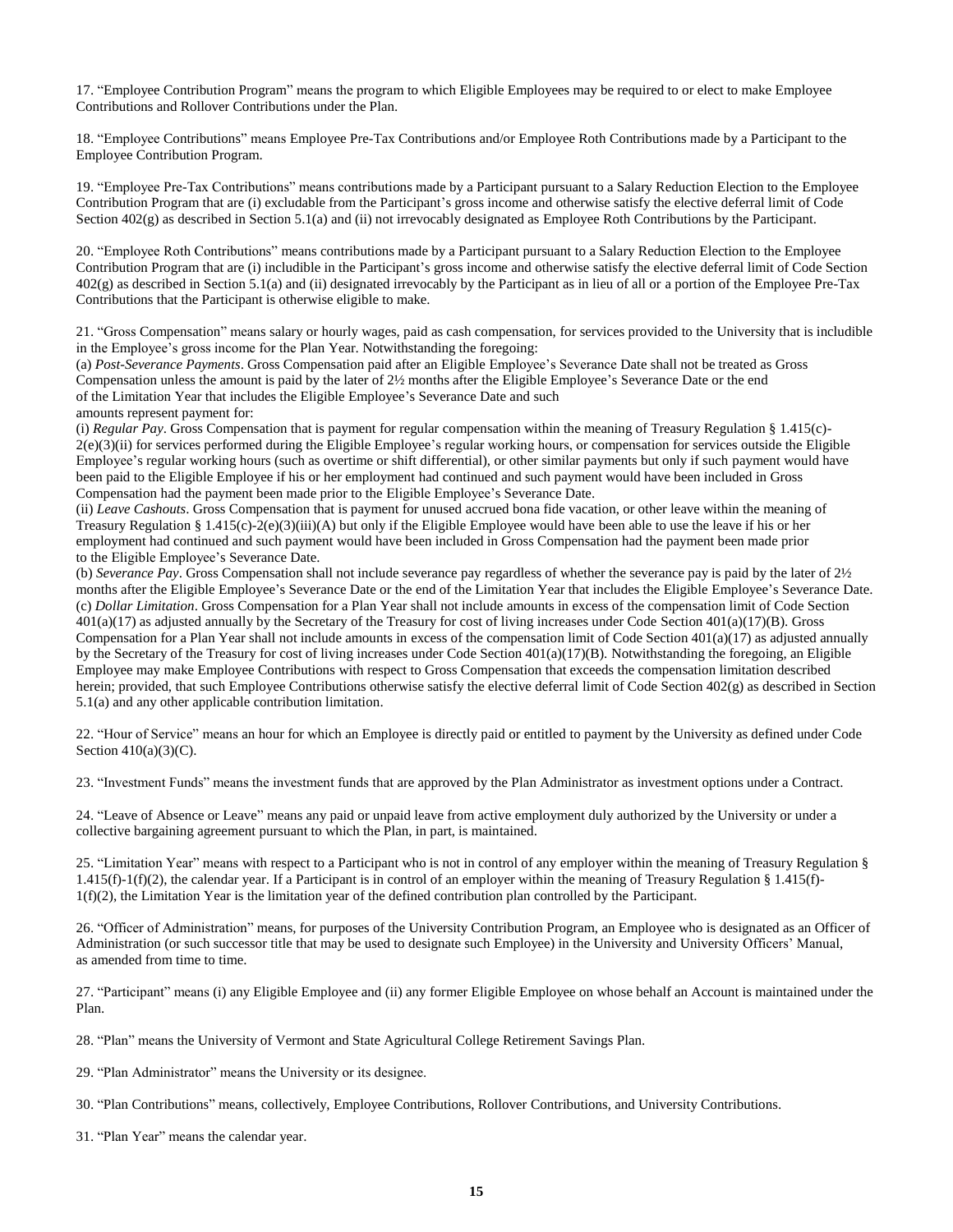17. "Employee Contribution Program" means the program to which Eligible Employees may be required to or elect to make Employee Contributions and Rollover Contributions under the Plan.

18. "Employee Contributions" means Employee Pre-Tax Contributions and/or Employee Roth Contributions made by a Participant to the Employee Contribution Program.

19. "Employee Pre-Tax Contributions" means contributions made by a Participant pursuant to a Salary Reduction Election to the Employee Contribution Program that are (i) excludable from the Participant's gross income and otherwise satisfy the elective deferral limit of Code Section 402(g) as described in Section 5.1(a) and (ii) not irrevocably designated as Employee Roth Contributions by the Participant.

20. "Employee Roth Contributions" means contributions made by a Participant pursuant to a Salary Reduction Election to the Employee Contribution Program that are (i) includible in the Participant's gross income and otherwise satisfy the elective deferral limit of Code Section 402(g) as described in Section 5.1(a) and (ii) designated irrevocably by the Participant as in lieu of all or a portion of the Employee Pre-Tax Contributions that the Participant is otherwise eligible to make.

21. "Gross Compensation" means salary or hourly wages, paid as cash compensation, for services provided to the University that is includible in the Employee's gross income for the Plan Year. Notwithstanding the foregoing:

(a) *Post-Severance Payments*. Gross Compensation paid after an Eligible Employee's Severance Date shall not be treated as Gross Compensation unless the amount is paid by the later of 2½ months after the Eligible Employee's Severance Date or the end of the Limitation Year that includes the Eligible Employee's Severance Date and such amounts represent payment for:

(i) *Regular Pay*. Gross Compensation that is payment for regular compensation within the meaning of Treasury Regulation § 1.415(c)-2(e)(3)(ii) for services performed during the Eligible Employee's regular working hours, or compensation for services outside the Eligible Employee's regular working hours (such as overtime or shift differential), or other similar payments but only if such payment would have been paid to the Eligible Employee if his or her employment had continued and such payment would have been included in Gross Compensation had the payment been made prior to the Eligible Employee's Severance Date.

(ii) *Leave Cashouts*. Gross Compensation that is payment for unused accrued bona fide vacation, or other leave within the meaning of Treasury Regulation § 1.415(c)-2(e)(3)(iii)(A) but only if the Eligible Employee would have been able to use the leave if his or her employment had continued and such payment would have been included in Gross Compensation had the payment been made prior to the Eligible Employee's Severance Date.

(b) *Severance Pay*. Gross Compensation shall not include severance pay regardless of whether the severance pay is paid by the later of 2½ months after the Eligible Employee's Severance Date or the end of the Limitation Year that includes the Eligible Employee's Severance Date.

(c) *Dollar Limitation*. Gross Compensation for a Plan Year shall not include amounts in excess of the compensation limit of Code Section 401(a)(17) as adjusted annually by the Secretary of the Treasury for cost of living increases under Code Section 401(a)(17)(B). Gross Compensation for a Plan Year shall not include amounts in excess of the compensation limit of Code Section 401(a)(17) as adjusted annually by the Secretary of the Treasury for cost of living increases under Code Section 401(a)(17)(B). Notwithstanding the foregoing, an Eligible Employee may make Employee Contributions with respect to Gross Compensation that exceeds the compensation limitation described herein; provided, that such Employee Contributions otherwise satisfy the elective deferral limit of Code Section 402(g) as described in Section 5.1(a) and any other applicable contribution limitation.

22. "Hour of Service" means an hour for which an Employee is directly paid or entitled to payment by the University as defined under Code Section 410(a)(3)(C).

23. "Investment Funds" means the investment funds that are approved by the Plan Administrator as investment options under a Contract.

24. "Leave of Absence or Leave" means any paid or unpaid leave from active employment duly authorized by the University or under a collective bargaining agreement pursuant to which the Plan, in part, is maintained.

25. "Limitation Year" means with respect to a Participant who is not in control of any employer within the meaning of Treasury Regulation § 1.415(f)-1(f)(2), the calendar year. If a Participant is in control of an employer within the meaning of Treasury Regulation § 1.415(f)-1(f)(2), the Limitation Year is the limitation year of the defined contribution plan controlled by the Participant.

26. "Officer of Administration" means, for purposes of the University Contribution Program, an Employee who is designated as an Officer of Administration (or such successor title that may be used to designate such Employee) in the University and University Officers' Manual, as amended from time to time.

27. "Participant" means (i) any Eligible Employee and (ii) any former Eligible Employee on whose behalf an Account is maintained under the Plan.

28. "Plan" means the University of Vermont and State Agricultural College Retirement Savings Plan.

29. "Plan Administrator" means the University or its designee.

30. "Plan Contributions" means, collectively, Employee Contributions, Rollover Contributions, and University Contributions.

31. "Plan Year" means the calendar year.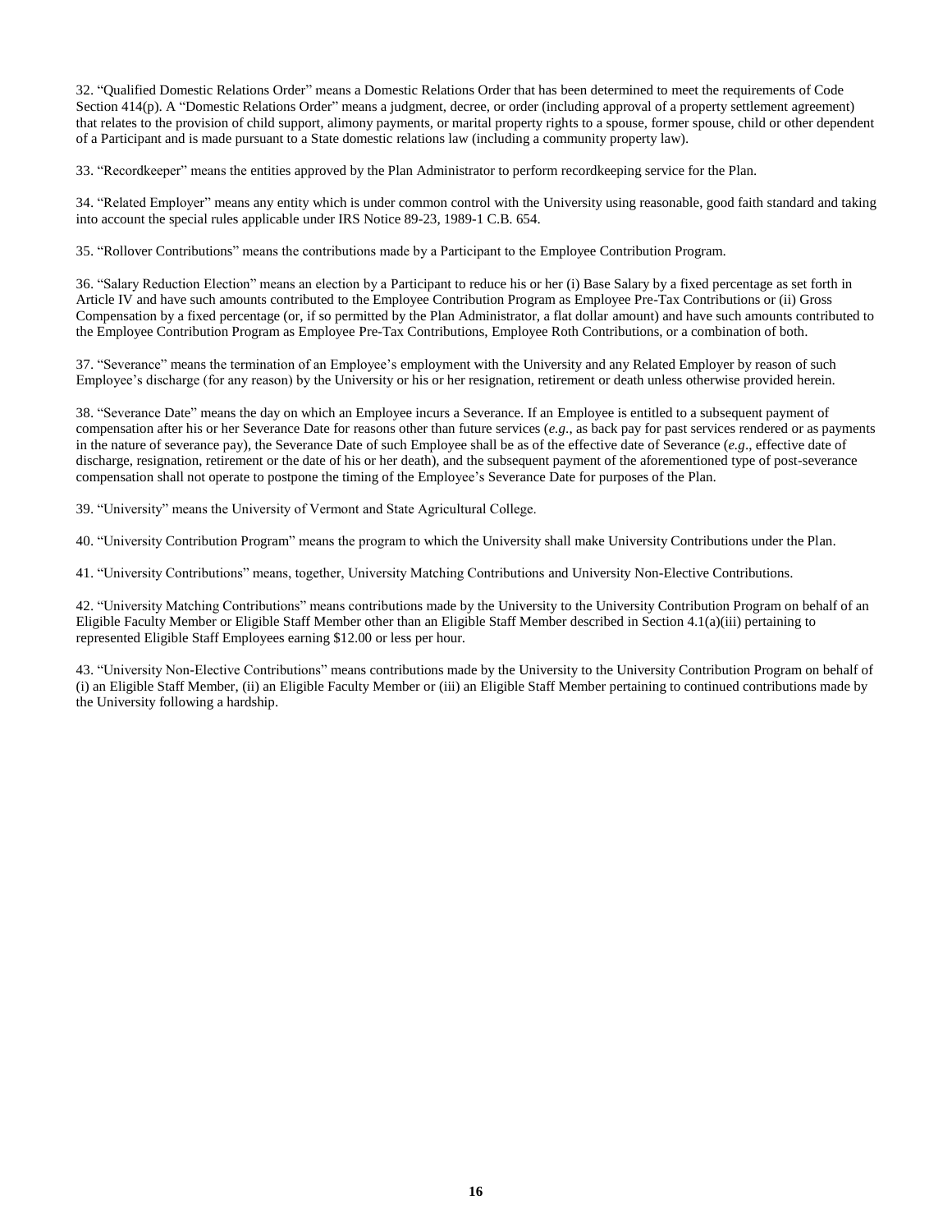32. “Qualified Domestic Relations Order” means a Domestic Relations Order that has been determined to meet the requirements of Code Section 414(p). A “Domestic Relations Order” means a judgment, decree, or order (including approval of a property settlement agreement) that relates to the provision of child support, alimony payments, or marital property rights to a spouse, former spouse, child or other dependent of a Participant and is made pursuant to a State domestic relations law (including a community property law).

33. “Recordkeeper” means the entities approved by the Plan Administrator to perform recordkeeping service for the Plan.

34. “Related Employer” means any entity which is under common control with the University using reasonable, good faith standard and taking into account the special rules applicable under IRS Notice 89-23, 1989-1 C.B. 654.

35. “Rollover Contributions” means the contributions made by a Participant to the Employee Contribution Program.

36. “Salary Reduction Election” means an election by a Participant to reduce his or her (i) Base Salary by a fixed percentage as set forth in Article IV and have such amounts contributed to the Employee Contribution Program as Employee Pre-Tax Contributions or (ii) Gross Compensation by a fixed percentage (or, if so permitted by the Plan Administrator, a flat dollar amount) and have such amounts contributed to the Employee Contribution Program as Employee Pre-Tax Contributions, Employee Roth Contributions, or a combination of both.

37. “Severance” means the termination of an Employee’s employment with the University and any Related Employer by reason of such Employee’s discharge (for any reason) by the University or his or her resignation, retirement or death unless otherwise provided herein.

38. “Severance Date” means the day on which an Employee incurs a Severance. If an Employee is entitled to a subsequent payment of compensation after his or her Severance Date for reasons other than future services (*e.g*., as back pay for past services rendered or as payments in the nature of severance pay), the Severance Date of such Employee shall be as of the effective date of Severance (*e.g*., effective date of discharge, resignation, retirement or the date of his or her death), and the subsequent payment of the aforementioned type of post-severance compensation shall not operate to postpone the timing of the Employee’s Severance Date for purposes of the Plan.

39. “University” means the University of Vermont and State Agricultural College.

40. “University Contribution Program” means the program to which the University shall make University Contributions under the Plan.

41. “University Contributions” means, together, University Matching Contributions and University Non-Elective Contributions.

42. “University Matching Contributions” means contributions made by the University to the University Contribution Program on behalf of an Eligible Faculty Member or Eligible Staff Member other than an Eligible Staff Member described in Section 4.1(a)(iii) pertaining to represented Eligible Staff Employees earning $12.00 or less per hour.

43. “University Non-Elective Contributions” means contributions made by the University to the University Contribution Program on behalf of (i) an Eligible Staff Member, (ii) an Eligible Faculty Member or (iii) an Eligible Staff Member pertaining to continued contributions made by the University following a hardship.